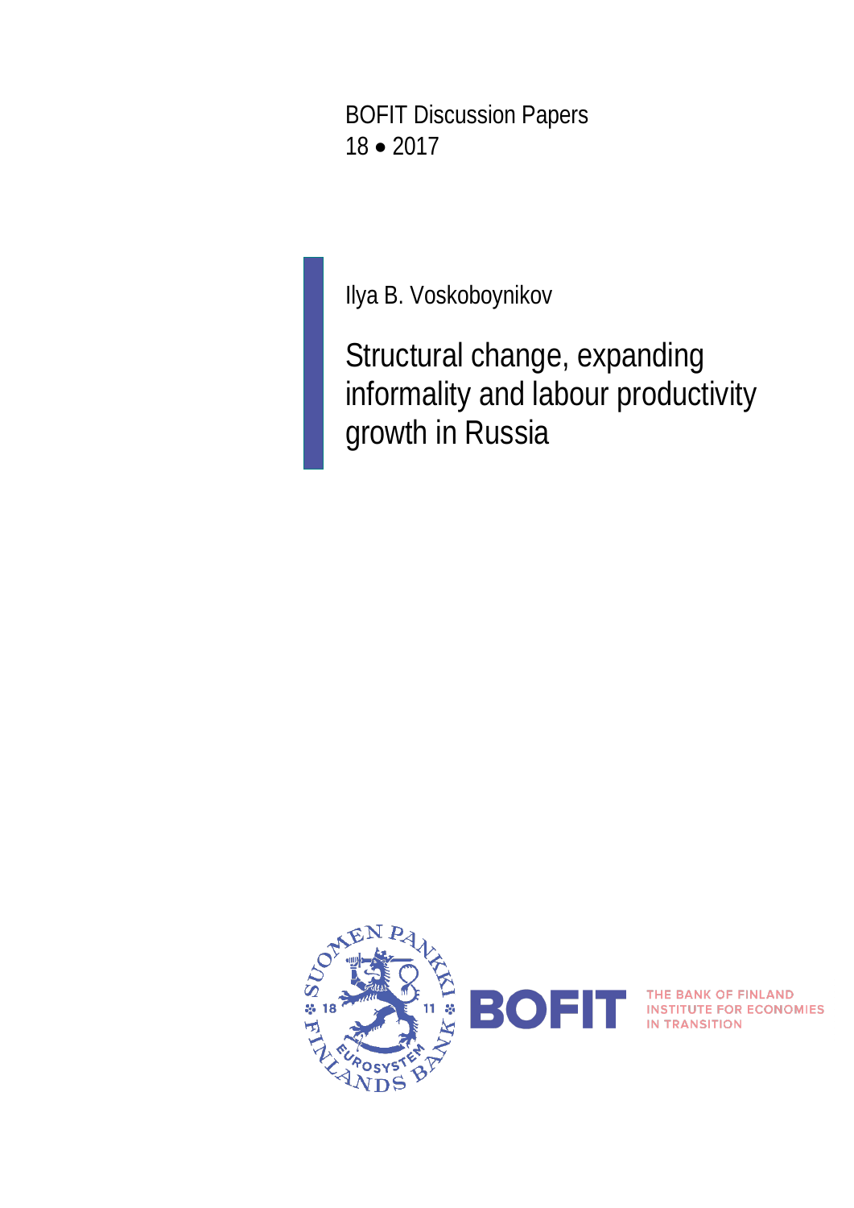BOFIT Discussion Papers
18 • 2017

Ilya B. Voskoboynikov

# Structural change, expanding informality and labour productivity growth in Russia

BOFIT

THE BANK OF FINLAND INSTITUTE FOR ECONOMIES IN TRANSITION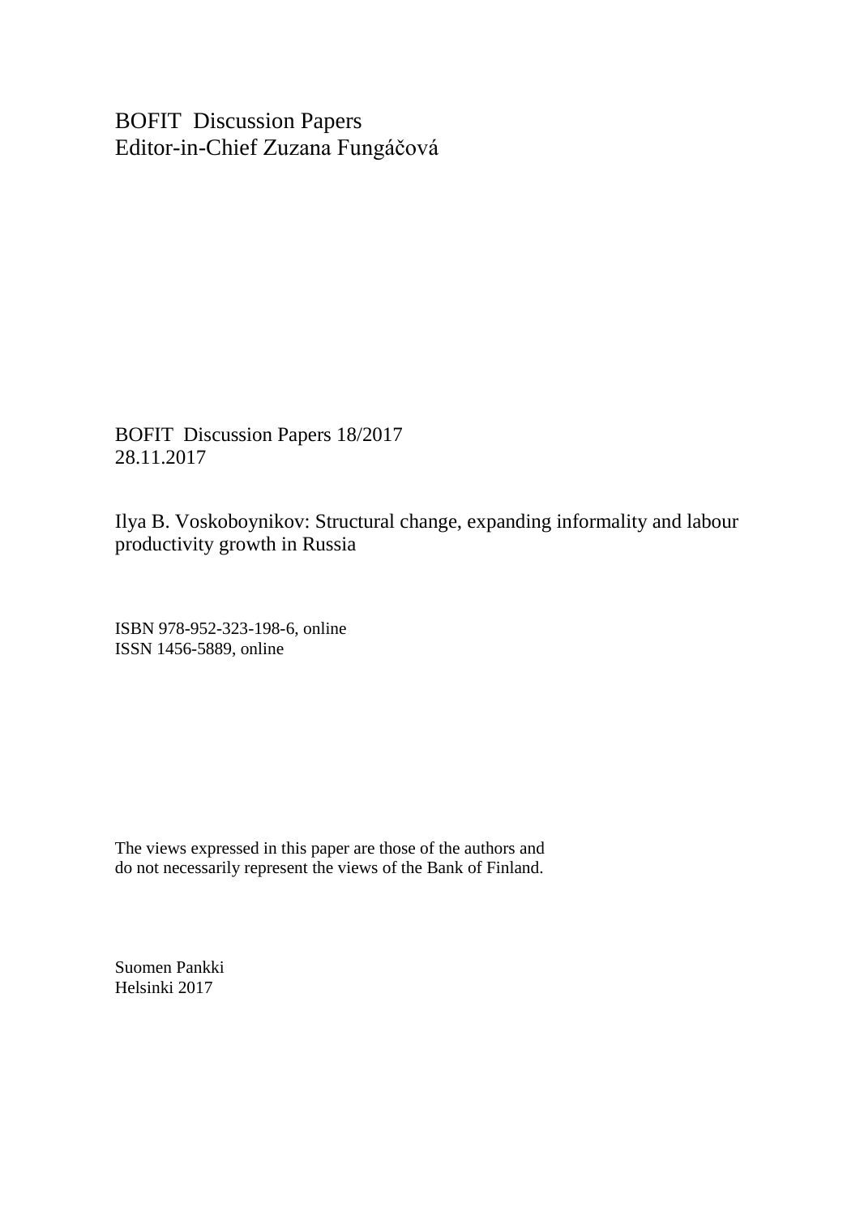BOFIT Discussion Papers
Editor-in-Chief Zuzana Fungáčová

BOFIT Discussion Papers 18/2017
28.11.2017

Ilya B. Voskoboynikov: Structural change, expanding informality and labour productivity growth in Russia

ISBN 978-952-323-198-6, online
ISSN 1456-5889, online

The views expressed in this paper are those of the authors and do not necessarily represent the views of the Bank of Finland.

Suomen Pankki
Helsinki 2017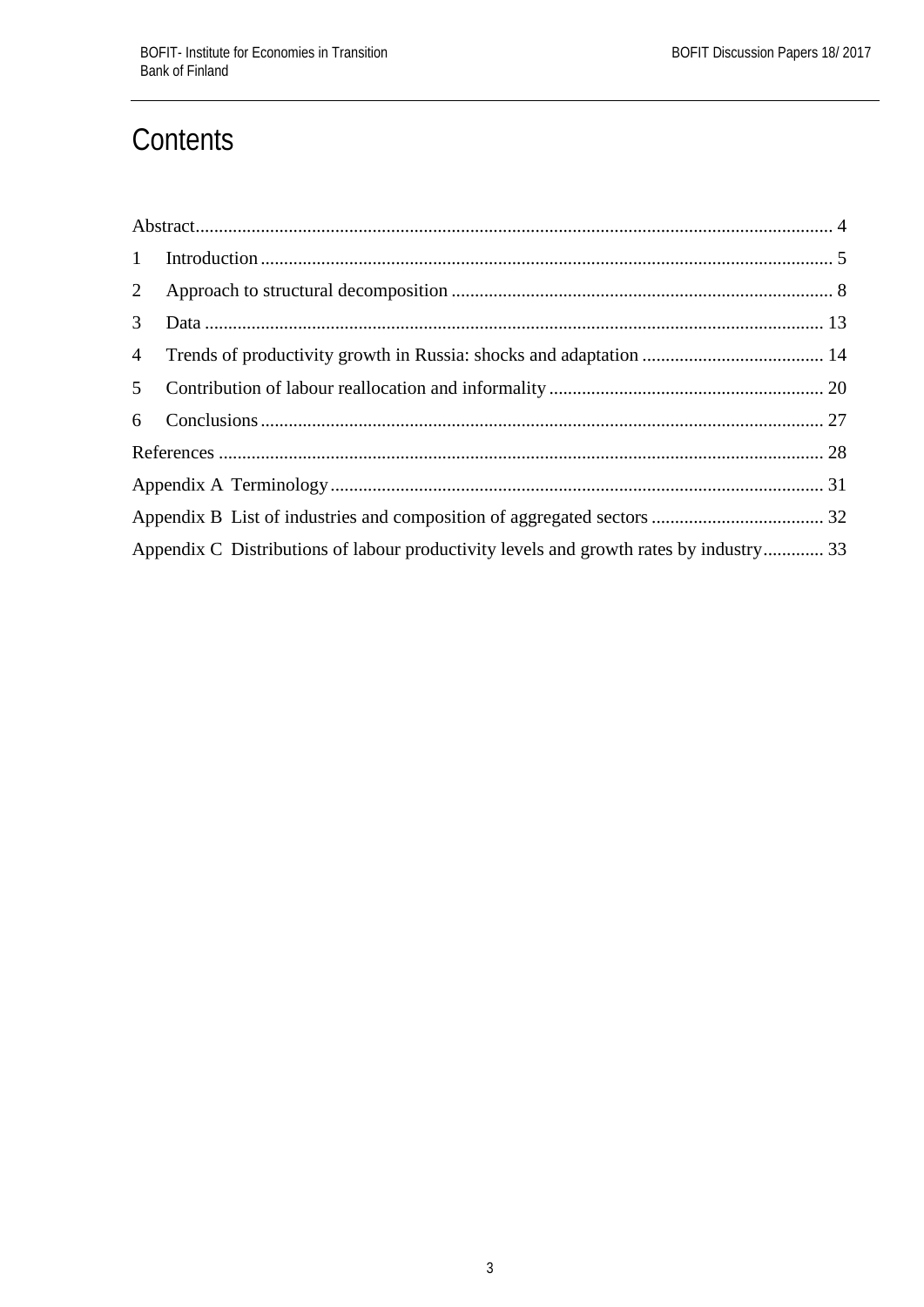# Contents

Abstract ........ 4

1 Introduction ........ 5

2 Approach to structural decomposition ........ 8

3 Data ........ 13

4 Trends of productivity growth in Russia: shocks and adaptation ........ 14

5 Contribution of labour reallocation and informality ........ 20

6 Conclusions ........ 27

References ........ 28

Appendix A Terminology ........ 31

Appendix B List of industries and composition of aggregated sectors ........ 32

Appendix C Distributions of labour productivity levels and growth rates by industry ........ 33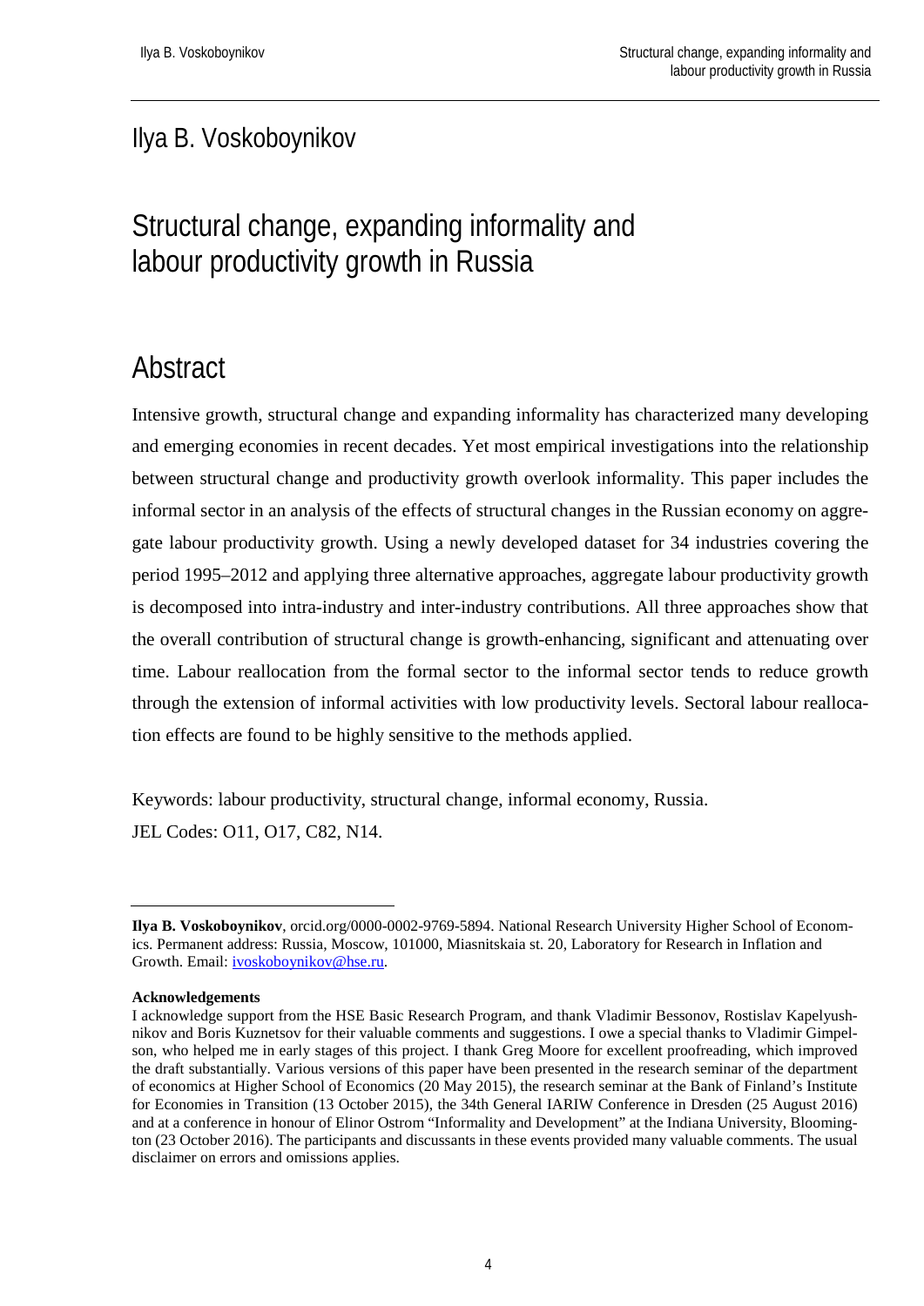Ilya B. Voskoboynikov

# Structural change, expanding informality and labour productivity growth in Russia

## Abstract

Intensive growth, structural change and expanding informality has characterized many developing and emerging economies in recent decades. Yet most empirical investigations into the relationship between structural change and productivity growth overlook informality. This paper includes the informal sector in an analysis of the effects of structural changes in the Russian economy on aggregate labour productivity growth. Using a newly developed dataset for 34 industries covering the period 1995–2012 and applying three alternative approaches, aggregate labour productivity growth is decomposed into intra-industry and inter-industry contributions. All three approaches show that the overall contribution of structural change is growth-enhancing, significant and attenuating over time. Labour reallocation from the formal sector to the informal sector tends to reduce growth through the extension of informal activities with low productivity levels. Sectoral labour reallocation effects are found to be highly sensitive to the methods applied.

Keywords: labour productivity, structural change, informal economy, Russia.
JEL Codes: O11, O17, C82, N14.

---

**Ilya B. Voskoboynikov**, orcid.org/0000-0002-9769-5894. National Research University Higher School of Economics. Permanent address: Russia, Moscow, 101000, Miasnitskaia st. 20, Laboratory for Research in Inflation and Growth. Email: ivoskoboynikov@hse.ru.

**Acknowledgements**

I acknowledge support from the HSE Basic Research Program, and thank Vladimir Bessonov, Rostislav Kapelyushnikov and Boris Kuznetsov for their valuable comments and suggestions. I owe a special thanks to Vladimir Gimpelson, who helped me in early stages of this project. I thank Greg Moore for excellent proofreading, which improved the draft substantially. Various versions of this paper have been presented in the research seminar of the department of economics at Higher School of Economics (20 May 2015), the research seminar at the Bank of Finland's Institute for Economies in Transition (13 October 2015), the 34th General IARIW Conference in Dresden (25 August 2016) and at a conference in honour of Elinor Ostrom "Informality and Development" at the Indiana University, Bloomington (23 October 2016). The participants and discussants in these events provided many valuable comments. The usual disclaimer on errors and omissions applies.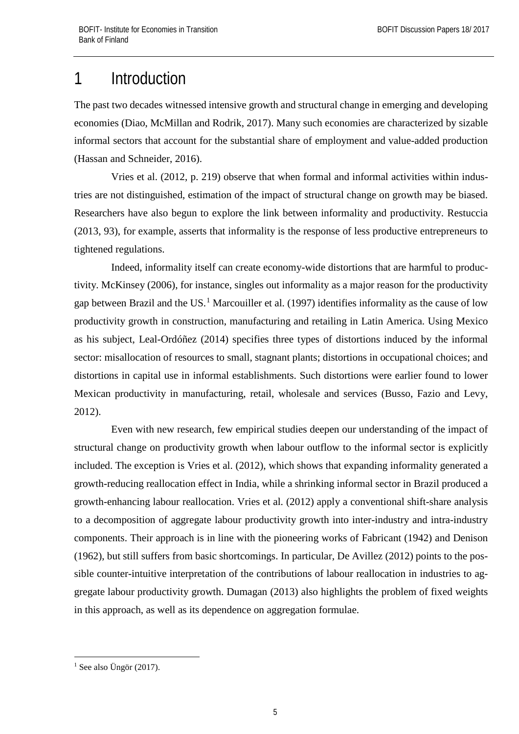# 1 Introduction

The past two decades witnessed intensive growth and structural change in emerging and developing economies (Diao, McMillan and Rodrik, 2017). Many such economies are characterized by sizable informal sectors that account for the substantial share of employment and value-added production (Hassan and Schneider, 2016).

Vries et al. (2012, p. 219) observe that when formal and informal activities within industries are not distinguished, estimation of the impact of structural change on growth may be biased. Researchers have also begun to explore the link between informality and productivity. Restuccia (2013, 93), for example, asserts that informality is the response of less productive entrepreneurs to tightened regulations.

Indeed, informality itself can create economy-wide distortions that are harmful to productivity. McKinsey (2006), for instance, singles out informality as a major reason for the productivity gap between Brazil and the US.[1] Marcouiller et al. (1997) identifies informality as the cause of low productivity growth in construction, manufacturing and retailing in Latin America. Using Mexico as his subject, Leal-Ordóñez (2014) specifies three types of distortions induced by the informal sector: misallocation of resources to small, stagnant plants; distortions in occupational choices; and distortions in capital use in informal establishments. Such distortions were earlier found to lower Mexican productivity in manufacturing, retail, wholesale and services (Busso, Fazio and Levy, 2012).

Even with new research, few empirical studies deepen our understanding of the impact of structural change on productivity growth when labour outflow to the informal sector is explicitly included. The exception is Vries et al. (2012), which shows that expanding informality generated a growth-reducing reallocation effect in India, while a shrinking informal sector in Brazil produced a growth-enhancing labour reallocation. Vries et al. (2012) apply a conventional shift-share analysis to a decomposition of aggregate labour productivity growth into inter-industry and intra-industry components. Their approach is in line with the pioneering works of Fabricant (1942) and Denison (1962), but still suffers from basic shortcomings. In particular, De Avillez (2012) points to the possible counter-intuitive interpretation of the contributions of labour reallocation in industries to aggregate labour productivity growth. Dumagan (2013) also highlights the problem of fixed weights in this approach, as well as its dependence on aggregation formulae.

[1] See also Üngör (2017).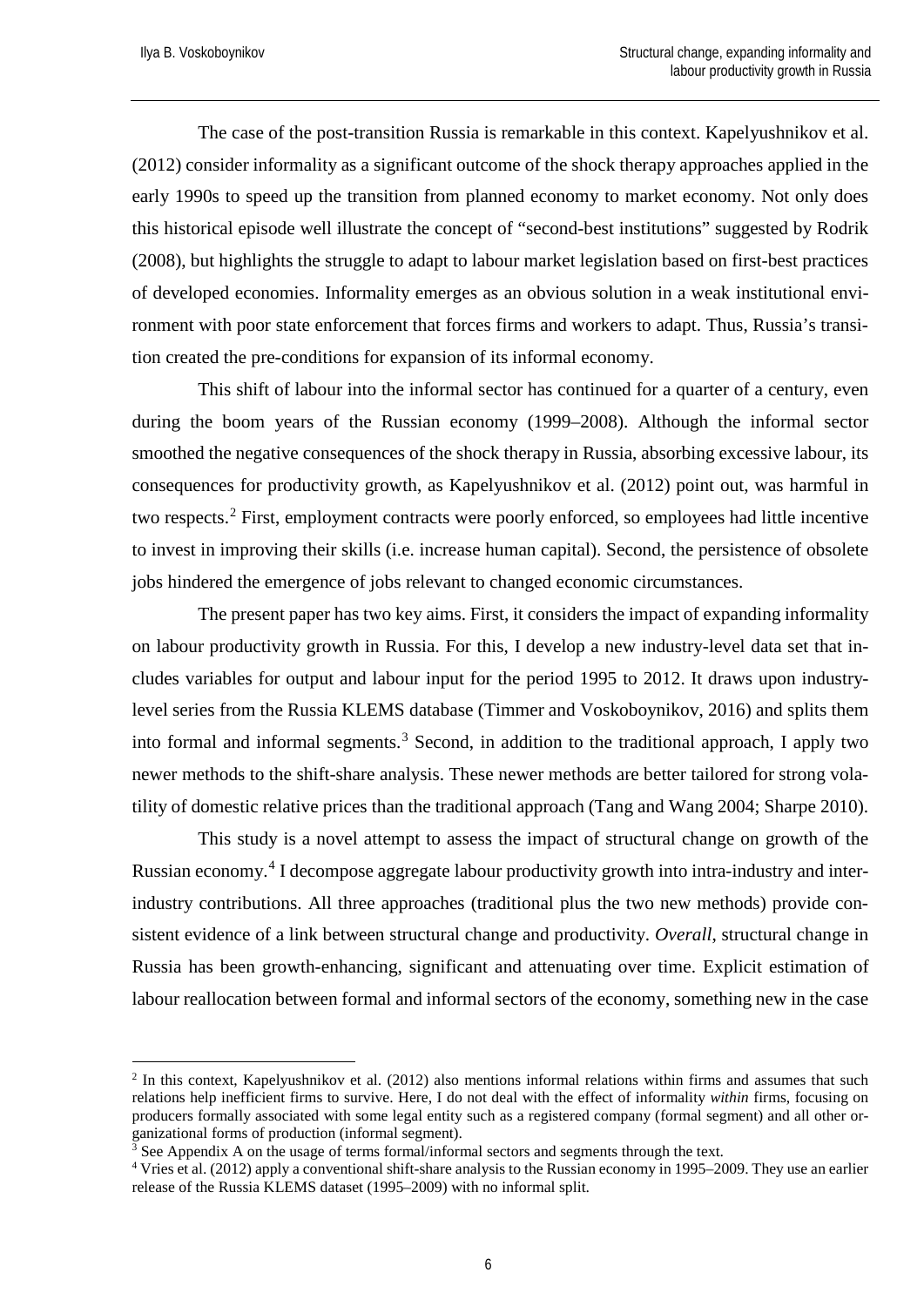The case of the post-transition Russia is remarkable in this context. Kapelyushnikov et al. (2012) consider informality as a significant outcome of the shock therapy approaches applied in the early 1990s to speed up the transition from planned economy to market economy. Not only does this historical episode well illustrate the concept of "second-best institutions" suggested by Rodrik (2008), but highlights the struggle to adapt to labour market legislation based on first-best practices of developed economies. Informality emerges as an obvious solution in a weak institutional environment with poor state enforcement that forces firms and workers to adapt. Thus, Russia's transition created the pre-conditions for expansion of its informal economy.

This shift of labour into the informal sector has continued for a quarter of a century, even during the boom years of the Russian economy (1999–2008). Although the informal sector smoothed the negative consequences of the shock therapy in Russia, absorbing excessive labour, its consequences for productivity growth, as Kapelyushnikov et al. (2012) point out, was harmful in two respects.[2] First, employment contracts were poorly enforced, so employees had little incentive to invest in improving their skills (i.e. increase human capital). Second, the persistence of obsolete jobs hindered the emergence of jobs relevant to changed economic circumstances.

The present paper has two key aims. First, it considers the impact of expanding informality on labour productivity growth in Russia. For this, I develop a new industry-level data set that includes variables for output and labour input for the period 1995 to 2012. It draws upon industry-level series from the Russia KLEMS database (Timmer and Voskoboynikov, 2016) and splits them into formal and informal segments.[3] Second, in addition to the traditional approach, I apply two newer methods to the shift-share analysis. These newer methods are better tailored for strong volatility of domestic relative prices than the traditional approach (Tang and Wang 2004; Sharpe 2010).

This study is a novel attempt to assess the impact of structural change on growth of the Russian economy.[4] I decompose aggregate labour productivity growth into intra-industry and inter-industry contributions. All three approaches (traditional plus the two new methods) provide consistent evidence of a link between structural change and productivity. *Overall*, structural change in Russia has been growth-enhancing, significant and attenuating over time. Explicit estimation of labour reallocation between formal and informal sectors of the economy, something new in the case

---

[2] In this context, Kapelyushnikov et al. (2012) also mentions informal relations within firms and assumes that such relations help inefficient firms to survive. Here, I do not deal with the effect of informality *within* firms, focusing on producers formally associated with some legal entity such as a registered company (formal segment) and all other organizational forms of production (informal segment).

[3] See Appendix A on the usage of terms formal/informal sectors and segments through the text.

[4] Vries et al. (2012) apply a conventional shift-share analysis to the Russian economy in 1995–2009. They use an earlier release of the Russia KLEMS dataset (1995–2009) with no informal split.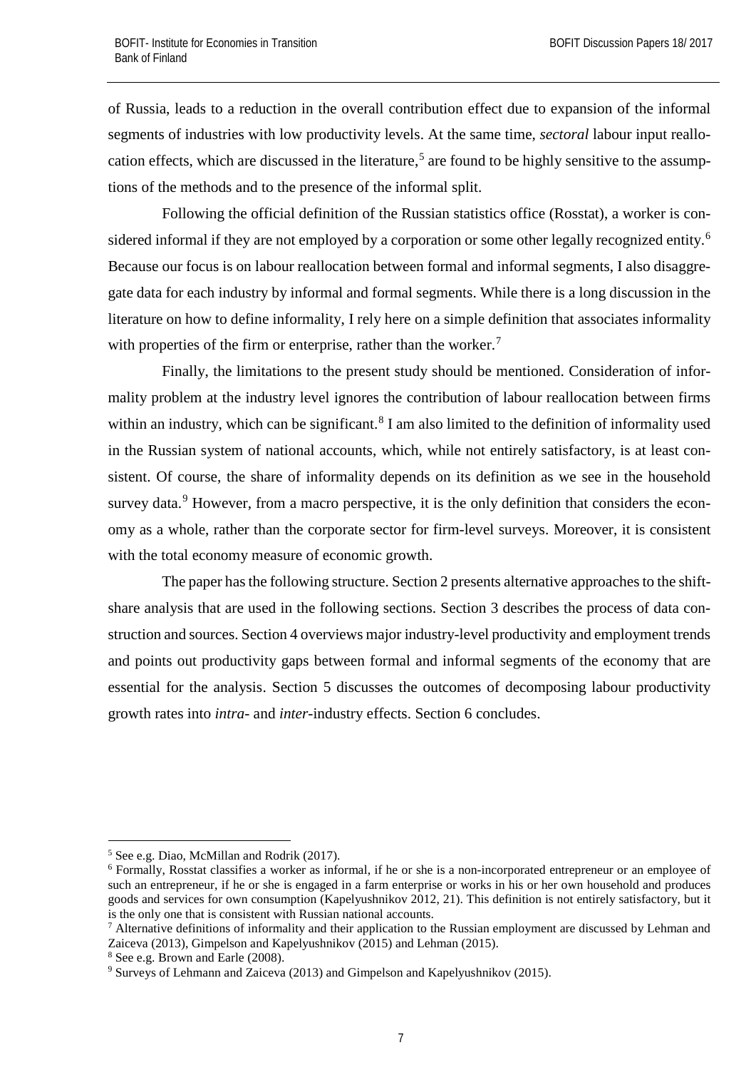of Russia, leads to a reduction in the overall contribution effect due to expansion of the informal segments of industries with low productivity levels. At the same time, *sectoral* labour input reallocation effects, which are discussed in the literature,[5] are found to be highly sensitive to the assumptions of the methods and to the presence of the informal split.

Following the official definition of the Russian statistics office (Rosstat), a worker is considered informal if they are not employed by a corporation or some other legally recognized entity.[6] Because our focus is on labour reallocation between formal and informal segments, I also disaggregate data for each industry by informal and formal segments. While there is a long discussion in the literature on how to define informality, I rely here on a simple definition that associates informality with properties of the firm or enterprise, rather than the worker.[7]

Finally, the limitations to the present study should be mentioned. Consideration of informality problem at the industry level ignores the contribution of labour reallocation between firms within an industry, which can be significant.[8] I am also limited to the definition of informality used in the Russian system of national accounts, which, while not entirely satisfactory, is at least consistent. Of course, the share of informality depends on its definition as we see in the household survey data.[9] However, from a macro perspective, it is the only definition that considers the economy as a whole, rather than the corporate sector for firm-level surveys. Moreover, it is consistent with the total economy measure of economic growth.

The paper has the following structure. Section 2 presents alternative approaches to the shift-share analysis that are used in the following sections. Section 3 describes the process of data construction and sources. Section 4 overviews major industry-level productivity and employment trends and points out productivity gaps between formal and informal segments of the economy that are essential for the analysis. Section 5 discusses the outcomes of decomposing labour productivity growth rates into *intra*- and *inter*-industry effects. Section 6 concludes.

---

[5] See e.g. Diao, McMillan and Rodrik (2017).

[6] Formally, Rosstat classifies a worker as informal, if he or she is a non-incorporated entrepreneur or an employee of such an entrepreneur, if he or she is engaged in a farm enterprise or works in his or her own household and produces goods and services for own consumption (Kapelyushnikov 2012, 21). This definition is not entirely satisfactory, but it is the only one that is consistent with Russian national accounts.

[7] Alternative definitions of informality and their application to the Russian employment are discussed by Lehman and Zaiceva (2013), Gimpelson and Kapelyushnikov (2015) and Lehman (2015).

[8] See e.g. Brown and Earle (2008).

[9] Surveys of Lehmann and Zaiceva (2013) and Gimpelson and Kapelyushnikov (2015).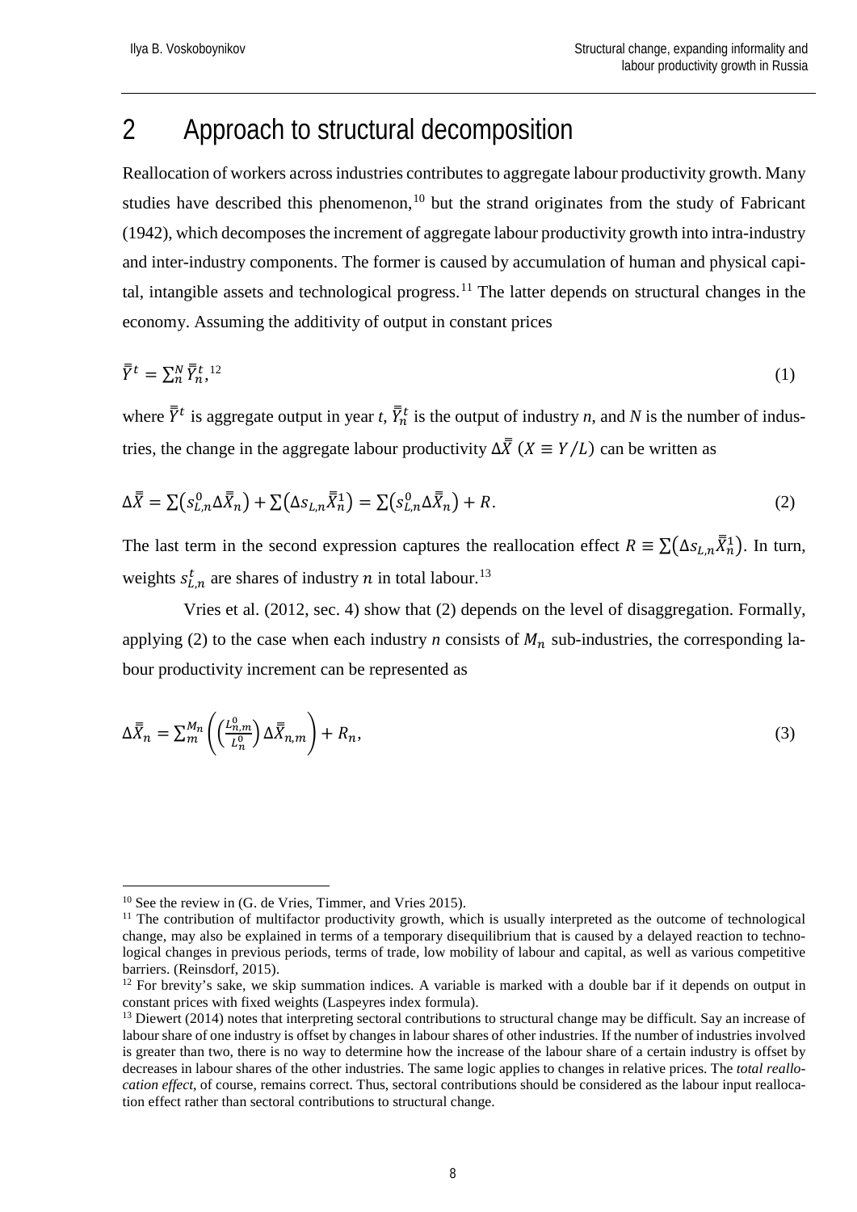# 2 Approach to structural decomposition

Reallocation of workers across industries contributes to aggregate labour productivity growth. Many studies have described this phenomenon,[10] but the strand originates from the study of Fabricant (1942), which decomposes the increment of aggregate labour productivity growth into intra-industry and inter-industry components. The former is caused by accumulation of human and physical capital, intangible assets and technological progress.[11] The latter depends on structural changes in the economy. Assuming the additivity of output in constant prices

$$\bar{\bar{Y}}^t = \sum_n^N \bar{\bar{Y}}_n^t,\text{[12]} \tag{1}$$

where $\bar{\bar{Y}}^t$ is aggregate output in year *t*, $\bar{\bar{Y}}_n^t$ is the output of industry *n*, and *N* is the number of industries, the change in the aggregate labour productivity $\Delta\bar{\bar{X}}$ $(X \equiv Y/L)$ can be written as

$$\Delta\bar{\bar{X}} = \sum\left(s_{L,n}^0 \Delta\bar{\bar{X}}_n\right) + \sum\left(\Delta s_{L,n} \bar{\bar{X}}_n^1\right) = \sum\left(s_{L,n}^0 \Delta\bar{\bar{X}}_n\right) + R. \tag{2}$$

The last term in the second expression captures the reallocation effect $R \equiv \sum\left(\Delta s_{L,n} \bar{\bar{X}}_n^1\right)$. In turn, weights $s_{L,n}^t$ are shares of industry $n$ in total labour.[13]

Vries et al. (2012, sec. 4) show that (2) depends on the level of disaggregation. Formally, applying (2) to the case when each industry *n* consists of $M_n$ sub-industries, the corresponding labour productivity increment can be represented as

$$\Delta\bar{\bar{X}}_n = \sum_m^{M_n}\left(\left(\frac{L_{n,m}^0}{L_n^0}\right)\Delta\bar{\bar{X}}_{n,m}\right) + R_n, \tag{3}$$

---

[10] See the review in (G. de Vries, Timmer, and Vries 2015).

[11] The contribution of multifactor productivity growth, which is usually interpreted as the outcome of technological change, may also be explained in terms of a temporary disequilibrium that is caused by a delayed reaction to technological changes in previous periods, terms of trade, low mobility of labour and capital, as well as various competitive barriers. (Reinsdorf, 2015).

[12] For brevity's sake, we skip summation indices. A variable is marked with a double bar if it depends on output in constant prices with fixed weights (Laspeyres index formula).

[13] Diewert (2014) notes that interpreting sectoral contributions to structural change may be difficult. Say an increase of labour share of one industry is offset by changes in labour shares of other industries. If the number of industries involved is greater than two, there is no way to determine how the increase of the labour share of a certain industry is offset by decreases in labour shares of the other industries. The same logic applies to changes in relative prices. The *total reallocation effect*, of course, remains correct. Thus, sectoral contributions should be considered as the labour input reallocation effect rather than sectoral contributions to structural change.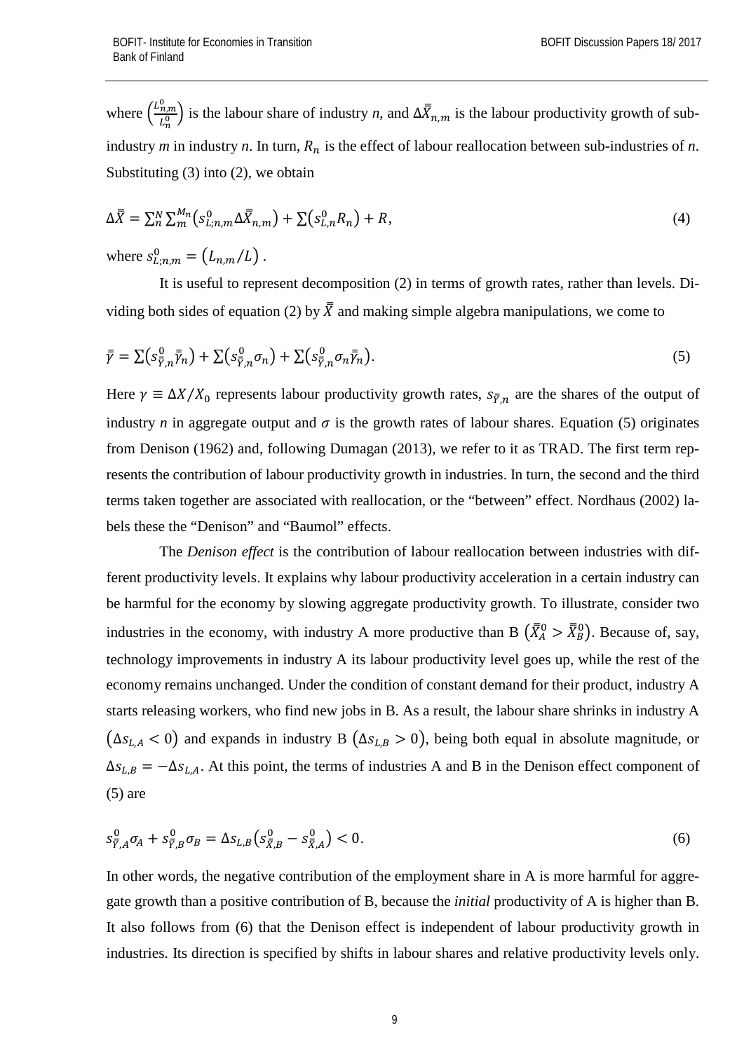where $\left(\frac{L_{n,m}^{0}}{L_{n}^{0}}\right)$ is the labour share of industry *n*, and $\Delta\bar{\bar{X}}_{n,m}$ is the labour productivity growth of sub-industry *m* in industry *n*. In turn, $R_n$ is the effect of labour reallocation between sub-industries of *n*. Substituting (3) into (2), we obtain

$$\Delta\bar{\bar{X}} = \sum_{n}^{N}\sum_{m}^{M_n}\left(s_{L;n,m}^{0}\Delta\bar{\bar{X}}_{n,m}\right) + \sum\left(s_{L,n}^{0}R_n\right) + R, \tag{4}$$

where $s_{L;n,m}^{0} = \left(L_{n,m}/L\right)$ .

It is useful to represent decomposition (2) in terms of growth rates, rather than levels. Dividing both sides of equation (2) by $\bar{\bar{X}}$ and making simple algebra manipulations, we come to

$$\bar{\bar{\gamma}} = \sum\left(s_{\bar{\bar{Y}},n}^{0}\bar{\bar{\gamma}}_n\right) + \sum\left(s_{\bar{\bar{Y}},n}^{0}\sigma_n\right) + \sum\left(s_{\bar{\bar{Y}},n}^{0}\sigma_n\bar{\bar{\gamma}}_n\right). \tag{5}$$

Here $\gamma \equiv \Delta X/X_0$ represents labour productivity growth rates, $s_{\bar{\bar{Y}},n}$ are the shares of the output of industry *n* in aggregate output and $\sigma$ is the growth rates of labour shares. Equation (5) originates from Denison (1962) and, following Dumagan (2013), we refer to it as TRAD. The first term represents the contribution of labour productivity growth in industries. In turn, the second and the third terms taken together are associated with reallocation, or the "between" effect. Nordhaus (2002) labels these the "Denison" and "Baumol" effects.

The *Denison effect* is the contribution of labour reallocation between industries with different productivity levels. It explains why labour productivity acceleration in a certain industry can be harmful for the economy by slowing aggregate productivity growth. To illustrate, consider two industries in the economy, with industry A more productive than B $\left(\bar{\bar{X}}_A^0 > \bar{\bar{X}}_B^0\right)$. Because of, say, technology improvements in industry A its labour productivity level goes up, while the rest of the economy remains unchanged. Under the condition of constant demand for their product, industry A starts releasing workers, who find new jobs in B. As a result, the labour share shrinks in industry A $\left(\Delta s_{L,A} < 0\right)$ and expands in industry B $\left(\Delta s_{L,B} > 0\right)$, being both equal in absolute magnitude, or $\Delta s_{L,B} = -\Delta s_{L,A}$. At this point, the terms of industries A and B in the Denison effect component of (5) are

$$s_{\bar{\bar{Y}},A}^{0}\sigma_A + s_{\bar{\bar{Y}},B}^{0}\sigma_B = \Delta s_{L,B}\left(s_{\bar{\bar{X}},B}^{0} - s_{\bar{\bar{X}},A}^{0}\right) < 0. \tag{6}$$

In other words, the negative contribution of the employment share in A is more harmful for aggregate growth than a positive contribution of B, because the *initial* productivity of A is higher than B. It also follows from (6) that the Denison effect is independent of labour productivity growth in industries. Its direction is specified by shifts in labour shares and relative productivity levels only.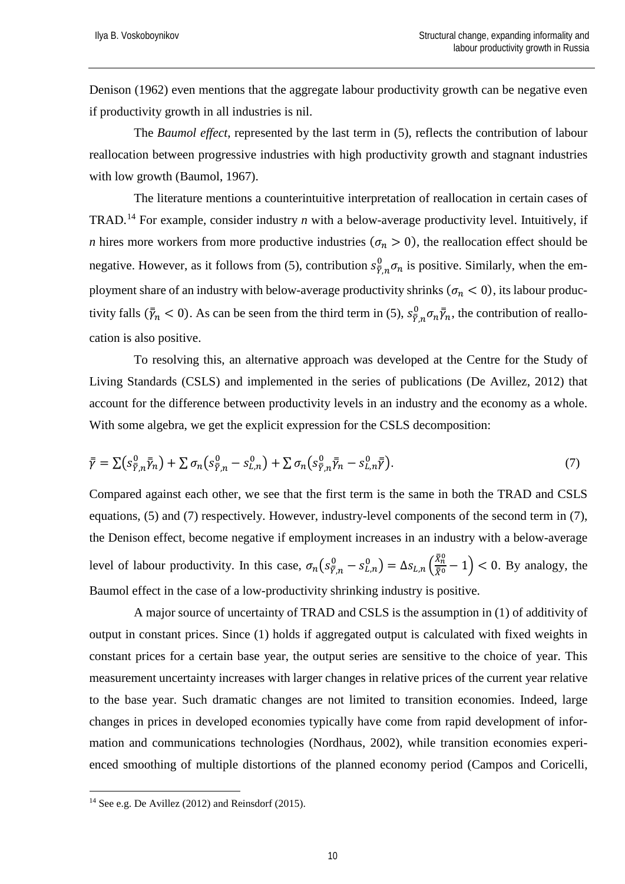Denison (1962) even mentions that the aggregate labour productivity growth can be negative even if productivity growth in all industries is nil.

The *Baumol effect*, represented by the last term in (5), reflects the contribution of labour reallocation between progressive industries with high productivity growth and stagnant industries with low growth (Baumol, 1967).

The literature mentions a counterintuitive interpretation of reallocation in certain cases of TRAD.[14] For example, consider industry *n* with a below-average productivity level. Intuitively, if *n* hires more workers from more productive industries ($\sigma_n > 0$), the reallocation effect should be negative. However, as it follows from (5), contribution $s^0_{\bar{\bar{Y}},n}\sigma_n$ is positive. Similarly, when the employment share of an industry with below-average productivity shrinks ($\sigma_n < 0$), its labour productivity falls ($\bar{\bar{\gamma}}_n < 0$). As can be seen from the third term in (5), $s^0_{\bar{\bar{Y}},n}\sigma_n\bar{\bar{\gamma}}_n$, the contribution of reallocation is also positive.

To resolving this, an alternative approach was developed at the Centre for the Study of Living Standards (CSLS) and implemented in the series of publications (De Avillez, 2012) that account for the difference between productivity levels in an industry and the economy as a whole. With some algebra, we get the explicit expression for the CSLS decomposition:

$$\bar{\bar{\gamma}} = \sum\left(s^0_{\bar{\bar{Y}},n}\bar{\bar{\gamma}}_n\right) + \sum \sigma_n\left(s^0_{\bar{\bar{Y}},n} - s^0_{L,n}\right) + \sum \sigma_n\left(s^0_{\bar{\bar{Y}},n}\bar{\bar{\gamma}}_n - s^0_{L,n}\bar{\bar{\gamma}}\right). \tag{7}$$

Compared against each other, we see that the first term is the same in both the TRAD and CSLS equations, (5) and (7) respectively. However, industry-level components of the second term in (7), the Denison effect, become negative if employment increases in an industry with a below-average level of labour productivity. In this case, $\sigma_n\left(s^0_{\bar{\bar{Y}},n} - s^0_{L,n}\right) = \Delta s_{L,n}\left(\frac{\bar{\bar{X}}^0_n}{\bar{\bar{X}}^0} - 1\right) < 0$. By analogy, the Baumol effect in the case of a low-productivity shrinking industry is positive.

A major source of uncertainty of TRAD and CSLS is the assumption in (1) of additivity of output in constant prices. Since (1) holds if aggregated output is calculated with fixed weights in constant prices for a certain base year, the output series are sensitive to the choice of year. This measurement uncertainty increases with larger changes in relative prices of the current year relative to the base year. Such dramatic changes are not limited to transition economies. Indeed, large changes in prices in developed economies typically have come from rapid development of information and communications technologies (Nordhaus, 2002), while transition economies experienced smoothing of multiple distortions of the planned economy period (Campos and Coricelli,

[14] See e.g. De Avillez (2012) and Reinsdorf (2015).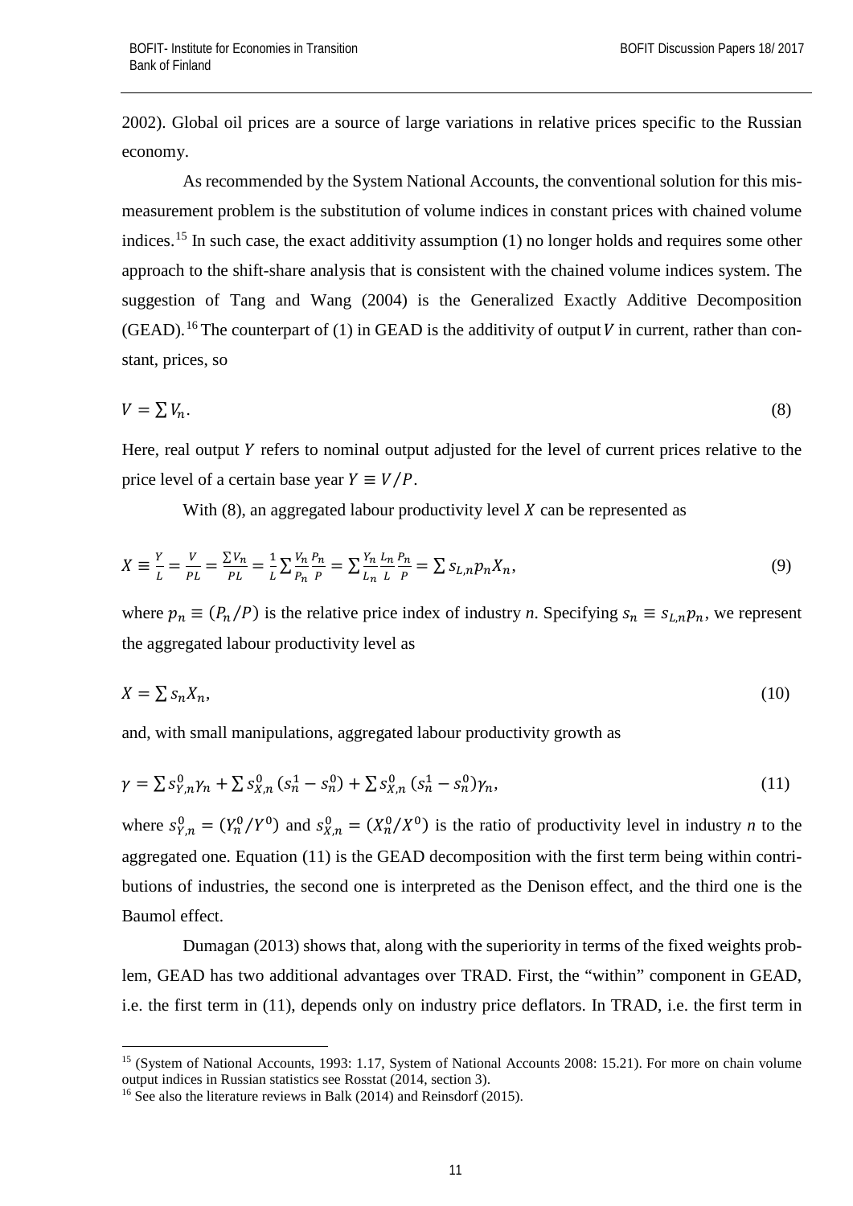2002). Global oil prices are a source of large variations in relative prices specific to the Russian economy.

As recommended by the System National Accounts, the conventional solution for this mismeasurement problem is the substitution of volume indices in constant prices with chained volume indices.[15] In such case, the exact additivity assumption (1) no longer holds and requires some other approach to the shift-share analysis that is consistent with the chained volume indices system. The suggestion of Tang and Wang (2004) is the Generalized Exactly Additive Decomposition (GEAD).[16] The counterpart of (1) in GEAD is the additivity of output $V$ in current, rather than constant, prices, so

$$V = \sum V_n. \tag{8}$$

Here, real output $Y$ refers to nominal output adjusted for the level of current prices relative to the price level of a certain base year $Y \equiv V/P$.

With (8), an aggregated labour productivity level $X$ can be represented as

$$X \equiv \frac{Y}{L} = \frac{V}{PL} = \frac{\sum V_n}{PL} = \frac{1}{L}\sum \frac{V_n}{P_n}\frac{P_n}{P} = \sum \frac{Y_n}{L_n}\frac{L_n}{L}\frac{P_n}{P} = \sum s_{L,n} p_n X_n, \tag{9}$$

where $p_n \equiv (P_n/P)$ is the relative price index of industry *n*. Specifying $s_n \equiv s_{L,n} p_n$, we represent the aggregated labour productivity level as

$$X = \sum s_n X_n, \tag{10}$$

and, with small manipulations, aggregated labour productivity growth as

$$\gamma = \sum s_{Y,n}^0 \gamma_n + \sum s_{X,n}^0 (s_n^1 - s_n^0) + \sum s_{X,n}^0 (s_n^1 - s_n^0)\gamma_n, \tag{11}$$

where $s_{Y,n}^0 = (Y_n^0/Y^0)$ and $s_{X,n}^0 = (X_n^0/X^0)$ is the ratio of productivity level in industry *n* to the aggregated one. Equation (11) is the GEAD decomposition with the first term being within contributions of industries, the second one is interpreted as the Denison effect, and the third one is the Baumol effect.

Dumagan (2013) shows that, along with the superiority in terms of the fixed weights problem, GEAD has two additional advantages over TRAD. First, the "within" component in GEAD, i.e. the first term in (11), depends only on industry price deflators. In TRAD, i.e. the first term in

---

[15] (System of National Accounts, 1993: 1.17, System of National Accounts 2008: 15.21). For more on chain volume output indices in Russian statistics see Rosstat (2014, section 3).

[16] See also the literature reviews in Balk (2014) and Reinsdorf (2015).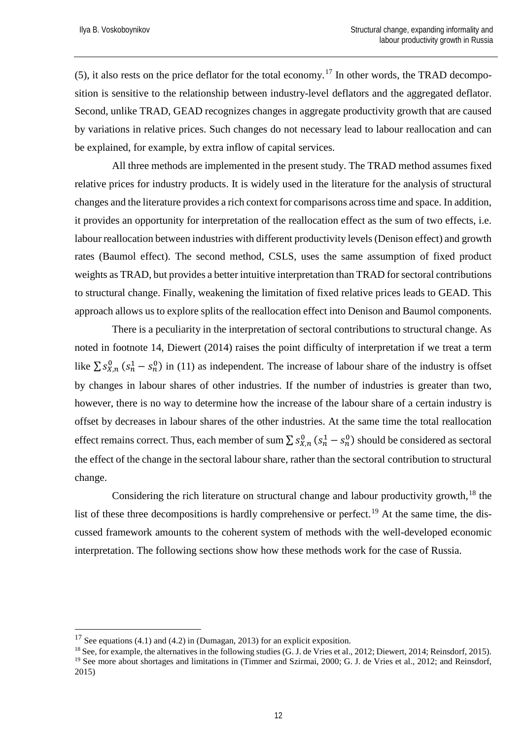(5), it also rests on the price deflator for the total economy.[17] In other words, the TRAD decomposition is sensitive to the relationship between industry-level deflators and the aggregated deflator. Second, unlike TRAD, GEAD recognizes changes in aggregate productivity growth that are caused by variations in relative prices. Such changes do not necessary lead to labour reallocation and can be explained, for example, by extra inflow of capital services.

All three methods are implemented in the present study. The TRAD method assumes fixed relative prices for industry products. It is widely used in the literature for the analysis of structural changes and the literature provides a rich context for comparisons across time and space. In addition, it provides an opportunity for interpretation of the reallocation effect as the sum of two effects, i.e. labour reallocation between industries with different productivity levels (Denison effect) and growth rates (Baumol effect). The second method, CSLS, uses the same assumption of fixed product weights as TRAD, but provides a better intuitive interpretation than TRAD for sectoral contributions to structural change. Finally, weakening the limitation of fixed relative prices leads to GEAD. This approach allows us to explore splits of the reallocation effect into Denison and Baumol components.

There is a peculiarity in the interpretation of sectoral contributions to structural change. As noted in footnote 14, Diewert (2014) raises the point difficulty of interpretation if we treat a term like $\sum s_{X,n}^{0}\,(s_n^1 - s_n^0)$ in (11) as independent. The increase of labour share of the industry is offset by changes in labour shares of other industries. If the number of industries is greater than two, however, there is no way to determine how the increase of the labour share of a certain industry is offset by decreases in labour shares of the other industries. At the same time the total reallocation effect remains correct. Thus, each member of sum $\sum s_{X,n}^{0}\,(s_n^1 - s_n^0)$ should be considered as sectoral the effect of the change in the sectoral labour share, rather than the sectoral contribution to structural change.

Considering the rich literature on structural change and labour productivity growth,[18] the list of these three decompositions is hardly comprehensive or perfect.[19] At the same time, the discussed framework amounts to the coherent system of methods with the well-developed economic interpretation. The following sections show how these methods work for the case of Russia.

---

[17] See equations (4.1) and (4.2) in (Dumagan, 2013) for an explicit exposition.

[18] See, for example, the alternatives in the following studies (G. J. de Vries et al., 2012; Diewert, 2014; Reinsdorf, 2015).

[19] See more about shortages and limitations in (Timmer and Szirmai, 2000; G. J. de Vries et al., 2012; and Reinsdorf, 2015)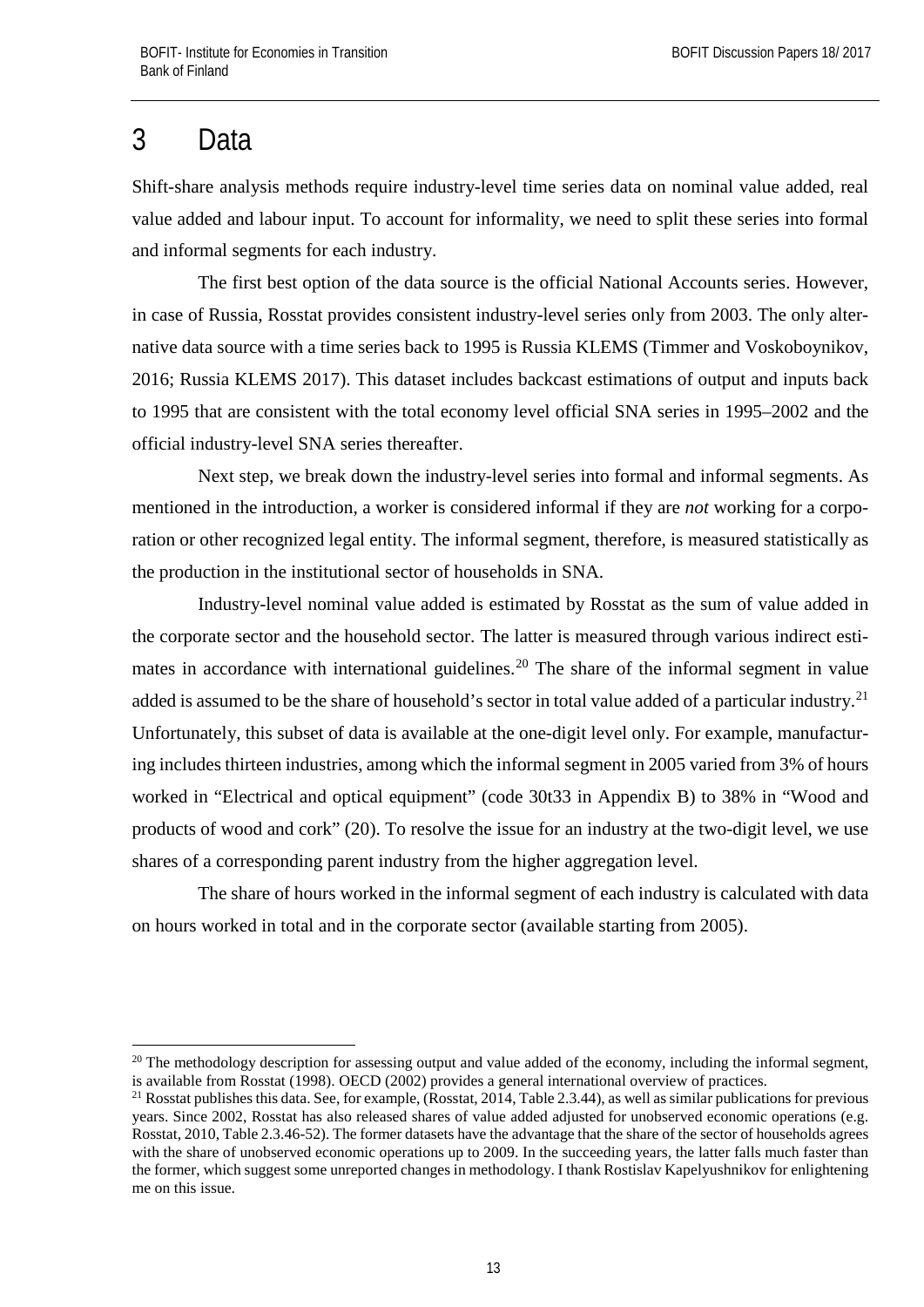# 3 Data

Shift-share analysis methods require industry-level time series data on nominal value added, real value added and labour input. To account for informality, we need to split these series into formal and informal segments for each industry.

The first best option of the data source is the official National Accounts series. However, in case of Russia, Rosstat provides consistent industry-level series only from 2003. The only alternative data source with a time series back to 1995 is Russia KLEMS (Timmer and Voskoboynikov, 2016; Russia KLEMS 2017). This dataset includes backcast estimations of output and inputs back to 1995 that are consistent with the total economy level official SNA series in 1995–2002 and the official industry-level SNA series thereafter.

Next step, we break down the industry-level series into formal and informal segments. As mentioned in the introduction, a worker is considered informal if they are *not* working for a corporation or other recognized legal entity. The informal segment, therefore, is measured statistically as the production in the institutional sector of households in SNA.

Industry-level nominal value added is estimated by Rosstat as the sum of value added in the corporate sector and the household sector. The latter is measured through various indirect estimates in accordance with international guidelines.[20] The share of the informal segment in value added is assumed to be the share of household's sector in total value added of a particular industry.[21] Unfortunately, this subset of data is available at the one-digit level only. For example, manufacturing includes thirteen industries, among which the informal segment in 2005 varied from 3% of hours worked in "Electrical and optical equipment" (code 30t33 in Appendix B) to 38% in "Wood and products of wood and cork" (20). To resolve the issue for an industry at the two-digit level, we use shares of a corresponding parent industry from the higher aggregation level.

The share of hours worked in the informal segment of each industry is calculated with data on hours worked in total and in the corporate sector (available starting from 2005).

---

[20] The methodology description for assessing output and value added of the economy, including the informal segment, is available from Rosstat (1998). OECD (2002) provides a general international overview of practices.

[21] Rosstat publishes this data. See, for example, (Rosstat, 2014, Table 2.3.44), as well as similar publications for previous years. Since 2002, Rosstat has also released shares of value added adjusted for unobserved economic operations (e.g. Rosstat, 2010, Table 2.3.46-52). The former datasets have the advantage that the share of the sector of households agrees with the share of unobserved economic operations up to 2009. In the succeeding years, the latter falls much faster than the former, which suggest some unreported changes in methodology. I thank Rostislav Kapelyushnikov for enlightening me on this issue.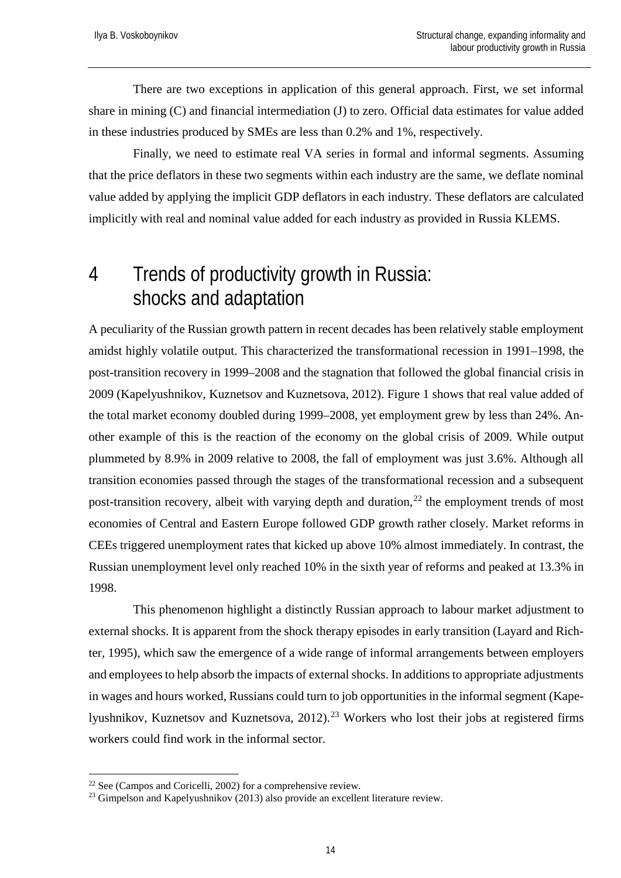There are two exceptions in application of this general approach. First, we set informal share in mining (C) and financial intermediation (J) to zero. Official data estimates for value added in these industries produced by SMEs are less than 0.2% and 1%, respectively.

Finally, we need to estimate real VA series in formal and informal segments. Assuming that the price deflators in these two segments within each industry are the same, we deflate nominal value added by applying the implicit GDP deflators in each industry. These deflators are calculated implicitly with real and nominal value added for each industry as provided in Russia KLEMS.

# 4 Trends of productivity growth in Russia: shocks and adaptation

A peculiarity of the Russian growth pattern in recent decades has been relatively stable employment amidst highly volatile output. This characterized the transformational recession in 1991–1998, the post-transition recovery in 1999–2008 and the stagnation that followed the global financial crisis in 2009 (Kapelyushnikov, Kuznetsov and Kuznetsova, 2012). Figure 1 shows that real value added of the total market economy doubled during 1999–2008, yet employment grew by less than 24%. Another example of this is the reaction of the economy on the global crisis of 2009. While output plummeted by 8.9% in 2009 relative to 2008, the fall of employment was just 3.6%. Although all transition economies passed through the stages of the transformational recession and a subsequent post-transition recovery, albeit with varying depth and duration,[22] the employment trends of most economies of Central and Eastern Europe followed GDP growth rather closely. Market reforms in CEEs triggered unemployment rates that kicked up above 10% almost immediately. In contrast, the Russian unemployment level only reached 10% in the sixth year of reforms and peaked at 13.3% in 1998.

This phenomenon highlight a distinctly Russian approach to labour market adjustment to external shocks. It is apparent from the shock therapy episodes in early transition (Layard and Richter, 1995), which saw the emergence of a wide range of informal arrangements between employers and employees to help absorb the impacts of external shocks. In additions to appropriate adjustments in wages and hours worked, Russians could turn to job opportunities in the informal segment (Kapelyushnikov, Kuznetsov and Kuznetsova, 2012).[23] Workers who lost their jobs at registered firms workers could find work in the informal sector.

[22] See (Campos and Coricelli, 2002) for a comprehensive review.

[23] Gimpelson and Kapelyushnikov (2013) also provide an excellent literature review.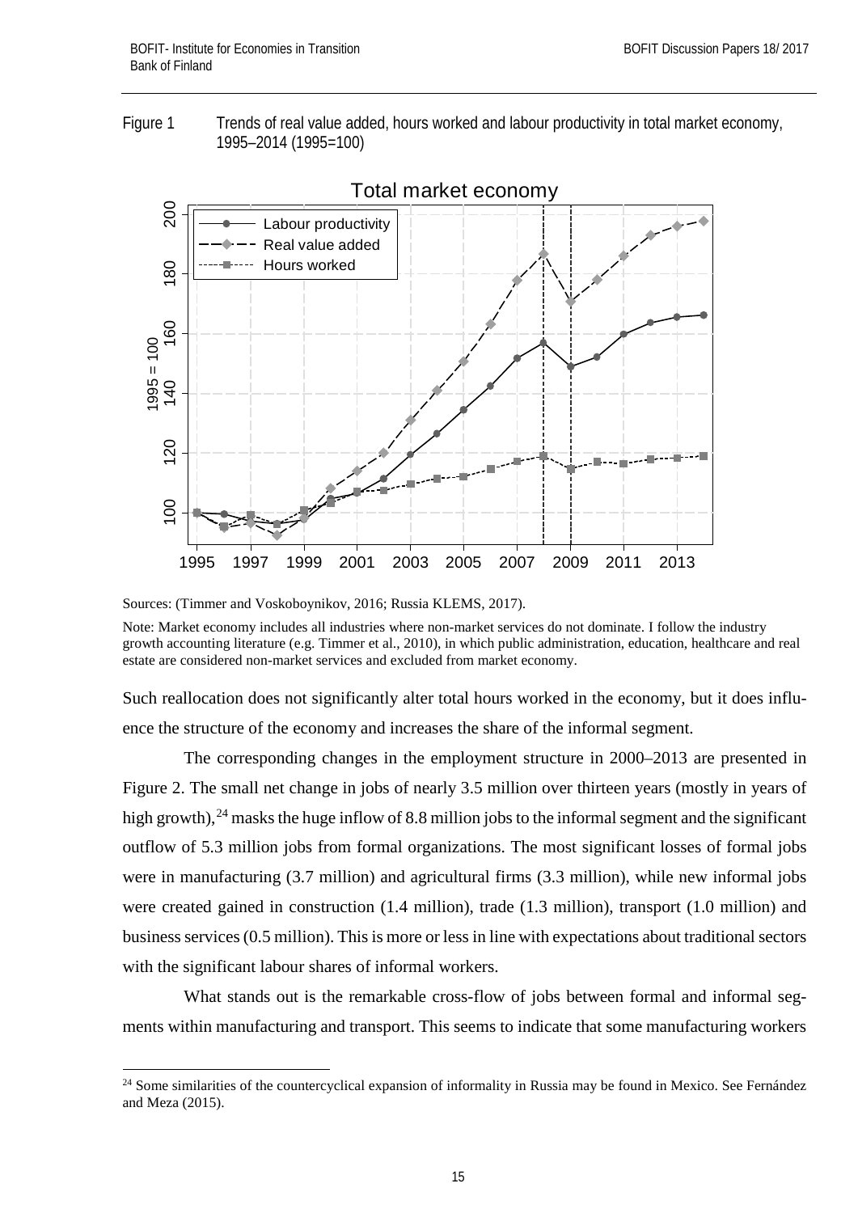Figure 1 Trends of real value added, hours worked and labour productivity in total market economy, 1995–2014 (1995=100)

Sources: (Timmer and Voskoboynikov, 2016; Russia KLEMS, 2017).

Note: Market economy includes all industries where non-market services do not dominate. I follow the industry growth accounting literature (e.g. Timmer et al., 2010), in which public administration, education, healthcare and real estate are considered non-market services and excluded from market economy.

Such reallocation does not significantly alter total hours worked in the economy, but it does influence the structure of the economy and increases the share of the informal segment.

The corresponding changes in the employment structure in 2000–2013 are presented in Figure 2. The small net change in jobs of nearly 3.5 million over thirteen years (mostly in years of high growth),[24] masks the huge inflow of 8.8 million jobs to the informal segment and the significant outflow of 5.3 million jobs from formal organizations. The most significant losses of formal jobs were in manufacturing (3.7 million) and agricultural firms (3.3 million), while new informal jobs were created gained in construction (1.4 million), trade (1.3 million), transport (1.0 million) and business services (0.5 million). This is more or less in line with expectations about traditional sectors with the significant labour shares of informal workers.

What stands out is the remarkable cross-flow of jobs between formal and informal segments within manufacturing and transport. This seems to indicate that some manufacturing workers

[24] Some similarities of the countercyclical expansion of informality in Russia may be found in Mexico. See Fernández and Meza (2015).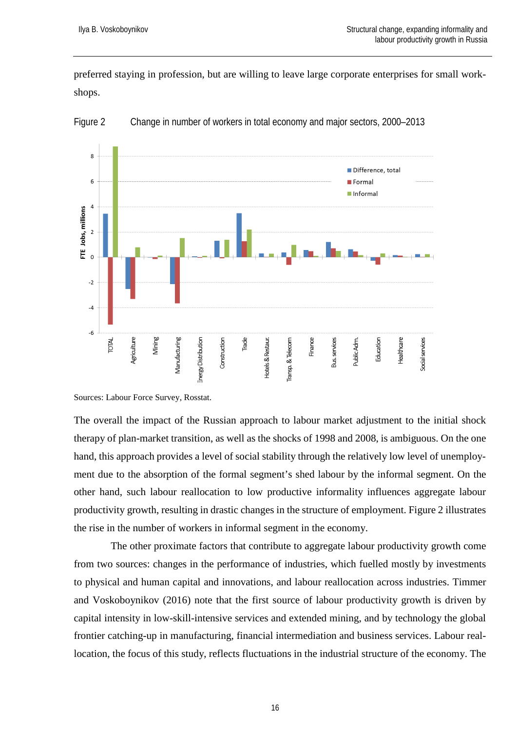preferred staying in profession, but are willing to leave large corporate enterprises for small workshops.

Figure 2 Change in number of workers in total economy and major sectors, 2000–2013

Sources: Labour Force Survey, Rosstat.

The overall the impact of the Russian approach to labour market adjustment to the initial shock therapy of plan-market transition, as well as the shocks of 1998 and 2008, is ambiguous. On the one hand, this approach provides a level of social stability through the relatively low level of unemployment due to the absorption of the formal segment's shed labour by the informal segment. On the other hand, such labour reallocation to low productive informality influences aggregate labour productivity growth, resulting in drastic changes in the structure of employment. Figure 2 illustrates the rise in the number of workers in informal segment in the economy.

The other proximate factors that contribute to aggregate labour productivity growth come from two sources: changes in the performance of industries, which fuelled mostly by investments to physical and human capital and innovations, and labour reallocation across industries. Timmer and Voskoboynikov (2016) note that the first source of labour productivity growth is driven by capital intensity in low-skill-intensive services and extended mining, and by technology the global frontier catching-up in manufacturing, financial intermediation and business services. Labour reallocation, the focus of this study, reflects fluctuations in the industrial structure of the economy. The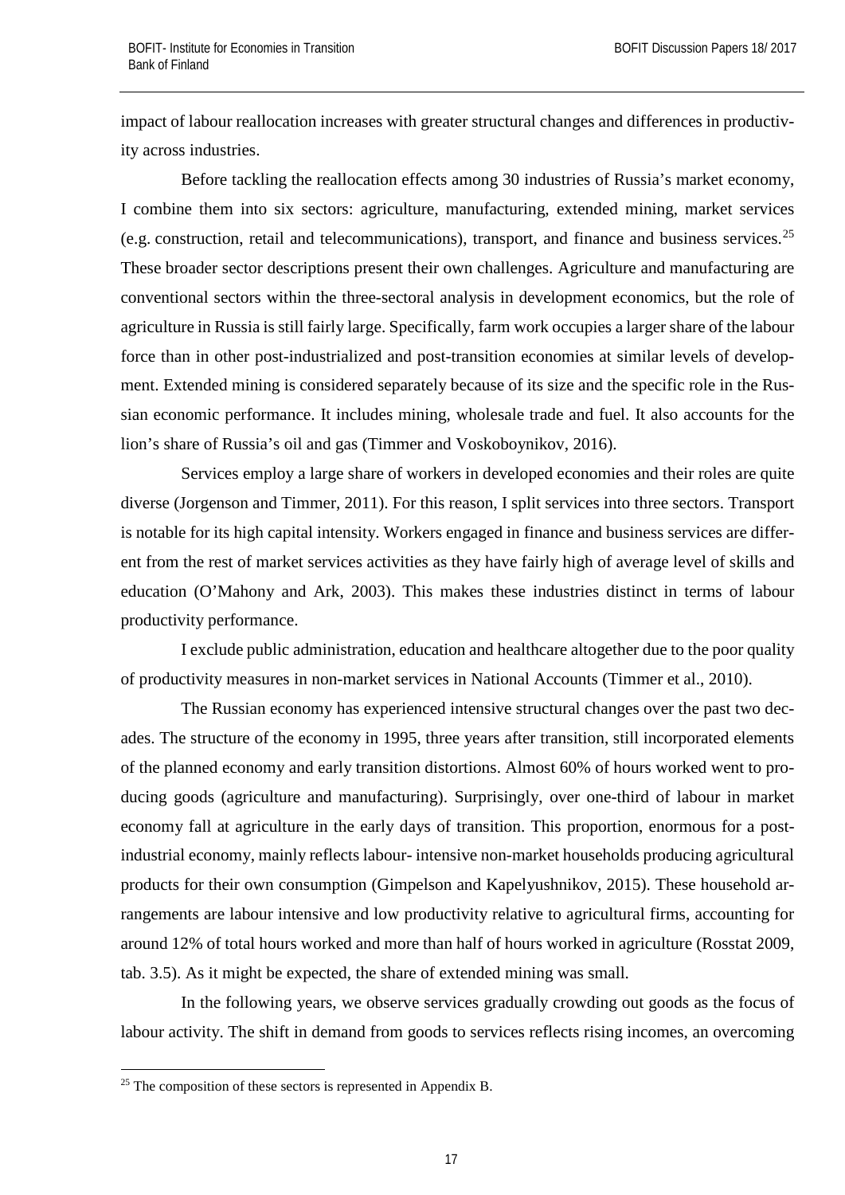impact of labour reallocation increases with greater structural changes and differences in productivity across industries.

Before tackling the reallocation effects among 30 industries of Russia's market economy, I combine them into six sectors: agriculture, manufacturing, extended mining, market services (e.g. construction, retail and telecommunications), transport, and finance and business services.[25] These broader sector descriptions present their own challenges. Agriculture and manufacturing are conventional sectors within the three-sectoral analysis in development economics, but the role of agriculture in Russia is still fairly large. Specifically, farm work occupies a larger share of the labour force than in other post-industrialized and post-transition economies at similar levels of development. Extended mining is considered separately because of its size and the specific role in the Russian economic performance. It includes mining, wholesale trade and fuel. It also accounts for the lion's share of Russia's oil and gas (Timmer and Voskoboynikov, 2016).

Services employ a large share of workers in developed economies and their roles are quite diverse (Jorgenson and Timmer, 2011). For this reason, I split services into three sectors. Transport is notable for its high capital intensity. Workers engaged in finance and business services are different from the rest of market services activities as they have fairly high of average level of skills and education (O'Mahony and Ark, 2003). This makes these industries distinct in terms of labour productivity performance.

I exclude public administration, education and healthcare altogether due to the poor quality of productivity measures in non-market services in National Accounts (Timmer et al., 2010).

The Russian economy has experienced intensive structural changes over the past two decades. The structure of the economy in 1995, three years after transition, still incorporated elements of the planned economy and early transition distortions. Almost 60% of hours worked went to producing goods (agriculture and manufacturing). Surprisingly, over one-third of labour in market economy fall at agriculture in the early days of transition. This proportion, enormous for a post-industrial economy, mainly reflects labour- intensive non-market households producing agricultural products for their own consumption (Gimpelson and Kapelyushnikov, 2015). These household arrangements are labour intensive and low productivity relative to agricultural firms, accounting for around 12% of total hours worked and more than half of hours worked in agriculture (Rosstat 2009, tab. 3.5). As it might be expected, the share of extended mining was small.

In the following years, we observe services gradually crowding out goods as the focus of labour activity. The shift in demand from goods to services reflects rising incomes, an overcoming

[25] The composition of these sectors is represented in Appendix B.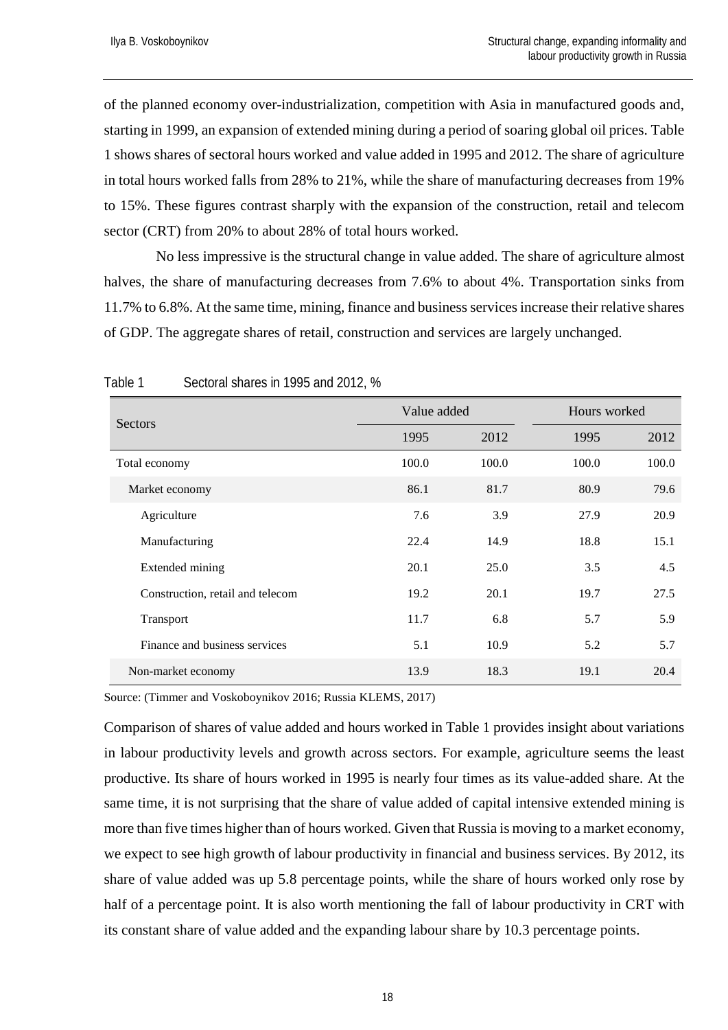of the planned economy over-industrialization, competition with Asia in manufactured goods and, starting in 1999, an expansion of extended mining during a period of soaring global oil prices. Table 1 shows shares of sectoral hours worked and value added in 1995 and 2012. The share of agriculture in total hours worked falls from 28% to 21%, while the share of manufacturing decreases from 19% to 15%. These figures contrast sharply with the expansion of the construction, retail and telecom sector (CRT) from 20% to about 28% of total hours worked.

No less impressive is the structural change in value added. The share of agriculture almost halves, the share of manufacturing decreases from 7.6% to about 4%. Transportation sinks from 11.7% to 6.8%. At the same time, mining, finance and business services increase their relative shares of GDP. The aggregate shares of retail, construction and services are largely unchanged.

Table 1 Sectoral shares in 1995 and 2012, %

| Sectors | Value added | | Hours worked | |
|---|---|---|---|---|
| | 1995 | 2012 | 1995 | 2012 |
| Total economy | 100.0 | 100.0 | 100.0 | 100.0 |
| Market economy | 86.1 | 81.7 | 80.9 | 79.6 |
| Agriculture | 7.6 | 3.9 | 27.9 | 20.9 |
| Manufacturing | 22.4 | 14.9 | 18.8 | 15.1 |
| Extended mining | 20.1 | 25.0 | 3.5 | 4.5 |
| Construction, retail and telecom | 19.2 | 20.1 | 19.7 | 27.5 |
| Transport | 11.7 | 6.8 | 5.7 | 5.9 |
| Finance and business services | 5.1 | 10.9 | 5.2 | 5.7 |
| Non-market economy | 13.9 | 18.3 | 19.1 | 20.4 |

Source: (Timmer and Voskoboynikov 2016; Russia KLEMS, 2017)

Comparison of shares of value added and hours worked in Table 1 provides insight about variations in labour productivity levels and growth across sectors. For example, agriculture seems the least productive. Its share of hours worked in 1995 is nearly four times as its value-added share. At the same time, it is not surprising that the share of value added of capital intensive extended mining is more than five times higher than of hours worked. Given that Russia is moving to a market economy, we expect to see high growth of labour productivity in financial and business services. By 2012, its share of value added was up 5.8 percentage points, while the share of hours worked only rose by half of a percentage point. It is also worth mentioning the fall of labour productivity in CRT with its constant share of value added and the expanding labour share by 10.3 percentage points.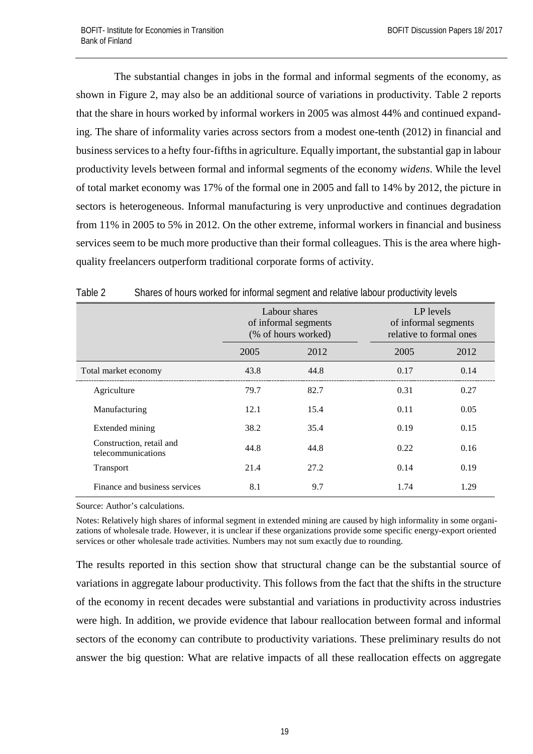The substantial changes in jobs in the formal and informal segments of the economy, as shown in Figure 2, may also be an additional source of variations in productivity. Table 2 reports that the share in hours worked by informal workers in 2005 was almost 44% and continued expanding. The share of informality varies across sectors from a modest one-tenth (2012) in financial and business services to a hefty four-fifths in agriculture. Equally important, the substantial gap in labour productivity levels between formal and informal segments of the economy *widens*. While the level of total market economy was 17% of the formal one in 2005 and fall to 14% by 2012, the picture in sectors is heterogeneous. Informal manufacturing is very unproductive and continues degradation from 11% in 2005 to 5% in 2012. On the other extreme, informal workers in financial and business services seem to be much more productive than their formal colleagues. This is the area where high-quality freelancers outperform traditional corporate forms of activity.

Table 2 Shares of hours worked for informal segment and relative labour productivity levels

| | Labour shares of informal segments (% of hours worked) | | LP levels of informal segments relative to formal ones | |
|---|---|---|---|---|
| | 2005 | 2012 | 2005 | 2012 |
| Total market economy | 43.8 | 44.8 | 0.17 | 0.14 |
| Agriculture | 79.7 | 82.7 | 0.31 | 0.27 |
| Manufacturing | 12.1 | 15.4 | 0.11 | 0.05 |
| Extended mining | 38.2 | 35.4 | 0.19 | 0.15 |
| Construction, retail and telecommunications | 44.8 | 44.8 | 0.22 | 0.16 |
| Transport | 21.4 | 27.2 | 0.14 | 0.19 |
| Finance and business services | 8.1 | 9.7 | 1.74 | 1.29 |

Source: Author's calculations.

Notes: Relatively high shares of informal segment in extended mining are caused by high informality in some organizations of wholesale trade. However, it is unclear if these organizations provide some specific energy-export oriented services or other wholesale trade activities. Numbers may not sum exactly due to rounding.

The results reported in this section show that structural change can be the substantial source of variations in aggregate labour productivity. This follows from the fact that the shifts in the structure of the economy in recent decades were substantial and variations in productivity across industries were high. In addition, we provide evidence that labour reallocation between formal and informal sectors of the economy can contribute to productivity variations. These preliminary results do not answer the big question: What are relative impacts of all these reallocation effects on aggregate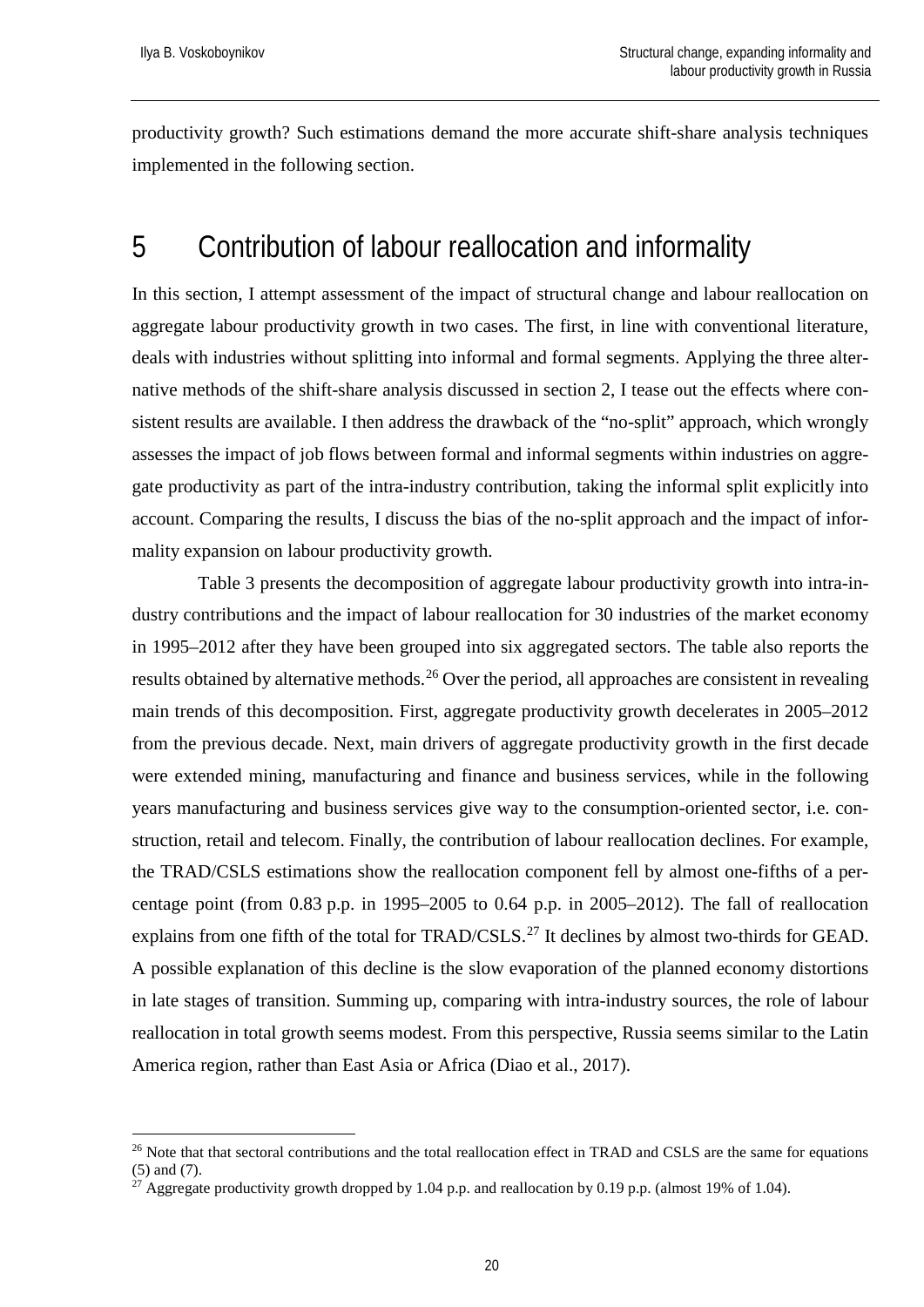productivity growth? Such estimations demand the more accurate shift-share analysis techniques implemented in the following section.

# 5 Contribution of labour reallocation and informality

In this section, I attempt assessment of the impact of structural change and labour reallocation on aggregate labour productivity growth in two cases. The first, in line with conventional literature, deals with industries without splitting into informal and formal segments. Applying the three alternative methods of the shift-share analysis discussed in section 2, I tease out the effects where consistent results are available. I then address the drawback of the "no-split" approach, which wrongly assesses the impact of job flows between formal and informal segments within industries on aggregate productivity as part of the intra-industry contribution, taking the informal split explicitly into account. Comparing the results, I discuss the bias of the no-split approach and the impact of informality expansion on labour productivity growth.

Table 3 presents the decomposition of aggregate labour productivity growth into intra-industry contributions and the impact of labour reallocation for 30 industries of the market economy in 1995–2012 after they have been grouped into six aggregated sectors. The table also reports the results obtained by alternative methods.[26] Over the period, all approaches are consistent in revealing main trends of this decomposition. First, aggregate productivity growth decelerates in 2005–2012 from the previous decade. Next, main drivers of aggregate productivity growth in the first decade were extended mining, manufacturing and finance and business services, while in the following years manufacturing and business services give way to the consumption-oriented sector, i.e. construction, retail and telecom. Finally, the contribution of labour reallocation declines. For example, the TRAD/CSLS estimations show the reallocation component fell by almost one-fifths of a percentage point (from 0.83 p.p. in 1995–2005 to 0.64 p.p. in 2005–2012). The fall of reallocation explains from one fifth of the total for TRAD/CSLS.[27] It declines by almost two-thirds for GEAD. A possible explanation of this decline is the slow evaporation of the planned economy distortions in late stages of transition. Summing up, comparing with intra-industry sources, the role of labour reallocation in total growth seems modest. From this perspective, Russia seems similar to the Latin America region, rather than East Asia or Africa (Diao et al., 2017).

[26] Note that that sectoral contributions and the total reallocation effect in TRAD and CSLS are the same for equations (5) and (7).

[27] Aggregate productivity growth dropped by 1.04 p.p. and reallocation by 0.19 p.p. (almost 19% of 1.04).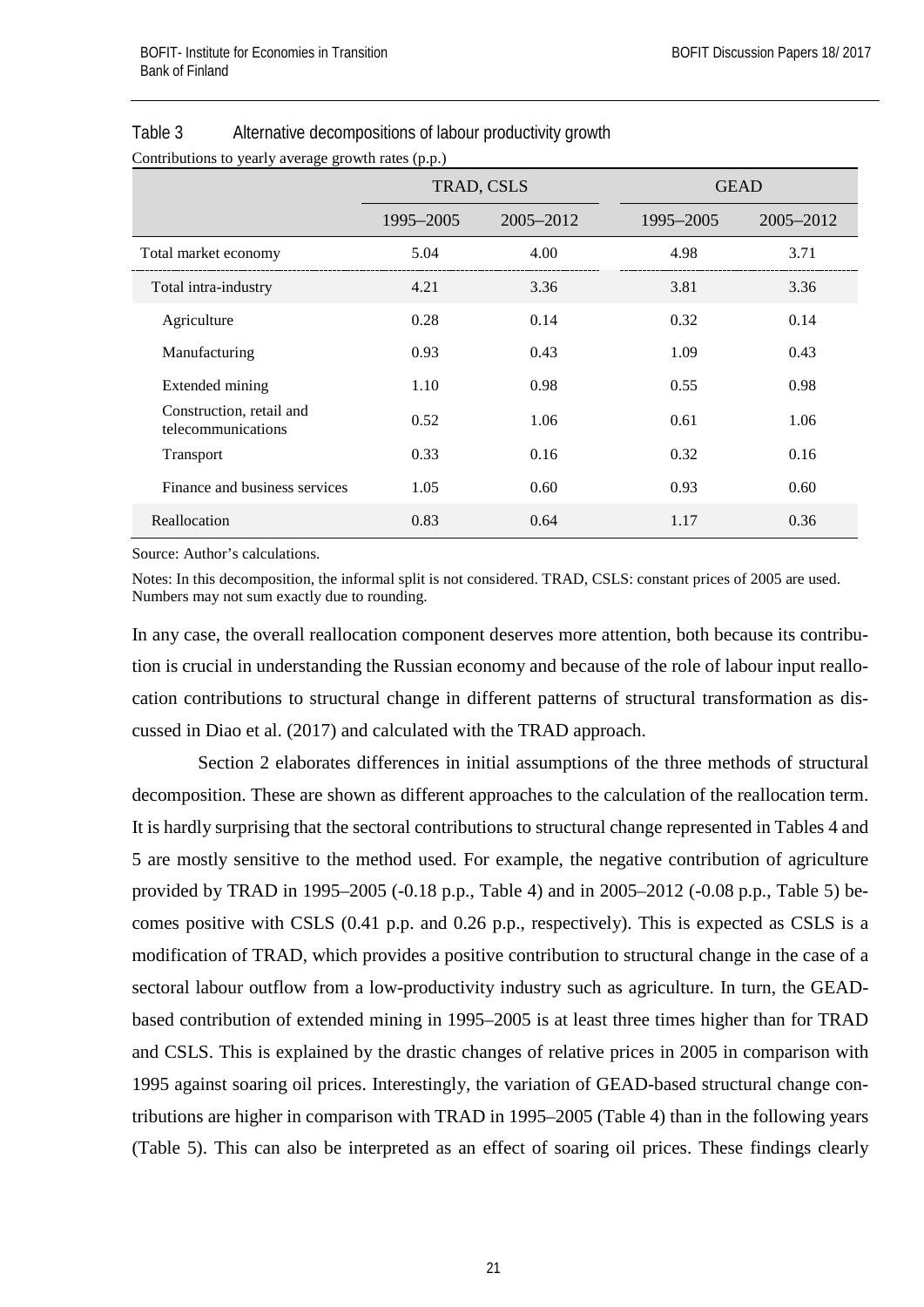Table 3 Alternative decompositions of labour productivity growth

Contributions to yearly average growth rates (p.p.)

| | TRAD, CSLS | | GEAD | |
|---|---|---|---|---|
| | 1995–2005 | 2005–2012 | 1995–2005 | 2005–2012 |
| Total market economy | 5.04 | 4.00 | 4.98 | 3.71 |
| Total intra-industry | 4.21 | 3.36 | 3.81 | 3.36 |
| Agriculture | 0.28 | 0.14 | 0.32 | 0.14 |
| Manufacturing | 0.93 | 0.43 | 1.09 | 0.43 |
| Extended mining | 1.10 | 0.98 | 0.55 | 0.98 |
| Construction, retail and telecommunications | 0.52 | 1.06 | 0.61 | 1.06 |
| Transport | 0.33 | 0.16 | 0.32 | 0.16 |
| Finance and business services | 1.05 | 0.60 | 0.93 | 0.60 |
| Reallocation | 0.83 | 0.64 | 1.17 | 0.36 |

Source: Author's calculations.

Notes: In this decomposition, the informal split is not considered. TRAD, CSLS: constant prices of 2005 are used. Numbers may not sum exactly due to rounding.

In any case, the overall reallocation component deserves more attention, both because its contribution is crucial in understanding the Russian economy and because of the role of labour input reallocation contributions to structural change in different patterns of structural transformation as discussed in Diao et al. (2017) and calculated with the TRAD approach.

Section 2 elaborates differences in initial assumptions of the three methods of structural decomposition. These are shown as different approaches to the calculation of the reallocation term. It is hardly surprising that the sectoral contributions to structural change represented in Tables 4 and 5 are mostly sensitive to the method used. For example, the negative contribution of agriculture provided by TRAD in 1995–2005 (-0.18 p.p., Table 4) and in 2005–2012 (-0.08 p.p., Table 5) becomes positive with CSLS (0.41 p.p. and 0.26 p.p., respectively). This is expected as CSLS is a modification of TRAD, which provides a positive contribution to structural change in the case of a sectoral labour outflow from a low-productivity industry such as agriculture. In turn, the GEAD-based contribution of extended mining in 1995–2005 is at least three times higher than for TRAD and CSLS. This is explained by the drastic changes of relative prices in 2005 in comparison with 1995 against soaring oil prices. Interestingly, the variation of GEAD-based structural change contributions are higher in comparison with TRAD in 1995–2005 (Table 4) than in the following years (Table 5). This can also be interpreted as an effect of soaring oil prices. These findings clearly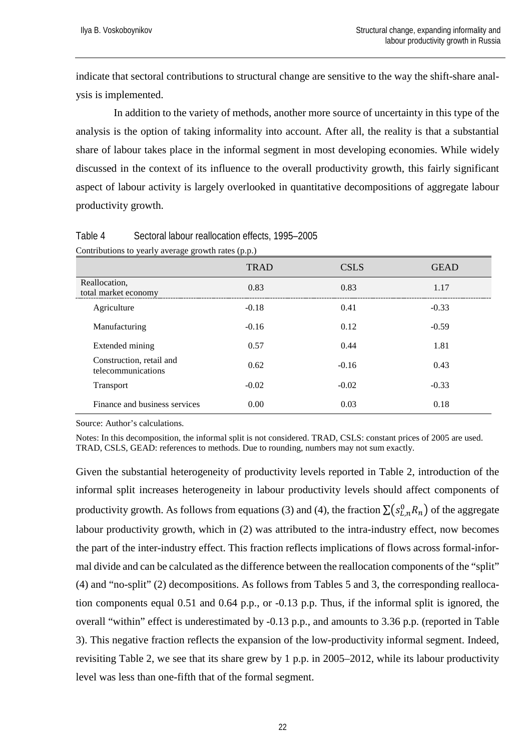indicate that sectoral contributions to structural change are sensitive to the way the shift-share analysis is implemented.

In addition to the variety of methods, another more source of uncertainty in this type of the analysis is the option of taking informality into account. After all, the reality is that a substantial share of labour takes place in the informal segment in most developing economies. While widely discussed in the context of its influence to the overall productivity growth, this fairly significant aspect of labour activity is largely overlooked in quantitative decompositions of aggregate labour productivity growth.

Table 4 Sectoral labour reallocation effects, 1995–2005

Contributions to yearly average growth rates (p.p.)

| | TRAD | CSLS | GEAD |
|---|---|---|---|
| Reallocation, total market economy | 0.83 | 0.83 | 1.17 |
| Agriculture | -0.18 | 0.41 | -0.33 |
| Manufacturing | -0.16 | 0.12 | -0.59 |
| Extended mining | 0.57 | 0.44 | 1.81 |
| Construction, retail and telecommunications | 0.62 | -0.16 | 0.43 |
| Transport | -0.02 | -0.02 | -0.33 |
| Finance and business services | 0.00 | 0.03 | 0.18 |

Source: Author's calculations.

Notes: In this decomposition, the informal split is not considered. TRAD, CSLS: constant prices of 2005 are used. TRAD, CSLS, GEAD: references to methods. Due to rounding, numbers may not sum exactly.

Given the substantial heterogeneity of productivity levels reported in Table 2, introduction of the informal split increases heterogeneity in labour productivity levels should affect components of productivity growth. As follows from equations (3) and (4), the fraction $\sum\left(s_{L,n}^{0} R_n\right)$ of the aggregate labour productivity growth, which in (2) was attributed to the intra-industry effect, now becomes the part of the inter-industry effect. This fraction reflects implications of flows across formal-informal divide and can be calculated as the difference between the reallocation components of the "split" (4) and "no-split" (2) decompositions. As follows from Tables 5 and 3, the corresponding reallocation components equal 0.51 and 0.64 p.p., or -0.13 p.p. Thus, if the informal split is ignored, the overall "within" effect is underestimated by -0.13 p.p., and amounts to 3.36 p.p. (reported in Table 3). This negative fraction reflects the expansion of the low-productivity informal segment. Indeed, revisiting Table 2, we see that its share grew by 1 p.p. in 2005–2012, while its labour productivity level was less than one-fifth that of the formal segment.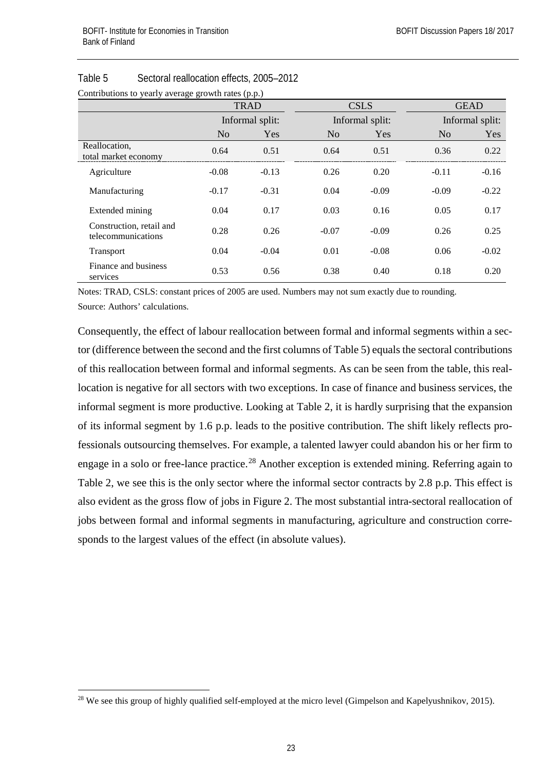Table 5 Sectoral reallocation effects, 2005–2012

Contributions to yearly average growth rates (p.p.)

| | TRAD | | CSLS | | GEAD | |
|---|---|---|---|---|---|---|
| | Informal split: | | Informal split: | | Informal split: | |
| | No | Yes | No | Yes | No | Yes |
| Reallocation, total market economy | 0.64 | 0.51 | 0.64 | 0.51 | 0.36 | 0.22 |
| Agriculture | -0.08 | -0.13 | 0.26 | 0.20 | -0.11 | -0.16 |
| Manufacturing | -0.17 | -0.31 | 0.04 | -0.09 | -0.09 | -0.22 |
| Extended mining | 0.04 | 0.17 | 0.03 | 0.16 | 0.05 | 0.17 |
| Construction, retail and telecommunications | 0.28 | 0.26 | -0.07 | -0.09 | 0.26 | 0.25 |
| Transport | 0.04 | -0.04 | 0.01 | -0.08 | 0.06 | -0.02 |
| Finance and business services | 0.53 | 0.56 | 0.38 | 0.40 | 0.18 | 0.20 |

Notes: TRAD, CSLS: constant prices of 2005 are used. Numbers may not sum exactly due to rounding.

Source: Authors' calculations.

Consequently, the effect of labour reallocation between formal and informal segments within a sector (difference between the second and the first columns of Table 5) equals the sectoral contributions of this reallocation between formal and informal segments. As can be seen from the table, this reallocation is negative for all sectors with two exceptions. In case of finance and business services, the informal segment is more productive. Looking at Table 2, it is hardly surprising that the expansion of its informal segment by 1.6 p.p. leads to the positive contribution. The shift likely reflects professionals outsourcing themselves. For example, a talented lawyer could abandon his or her firm to engage in a solo or free-lance practice.[28] Another exception is extended mining. Referring again to Table 2, we see this is the only sector where the informal sector contracts by 2.8 p.p. This effect is also evident as the gross flow of jobs in Figure 2. The most substantial intra-sectoral reallocation of jobs between formal and informal segments in manufacturing, agriculture and construction corresponds to the largest values of the effect (in absolute values).

[28] We see this group of highly qualified self-employed at the micro level (Gimpelson and Kapelyushnikov, 2015).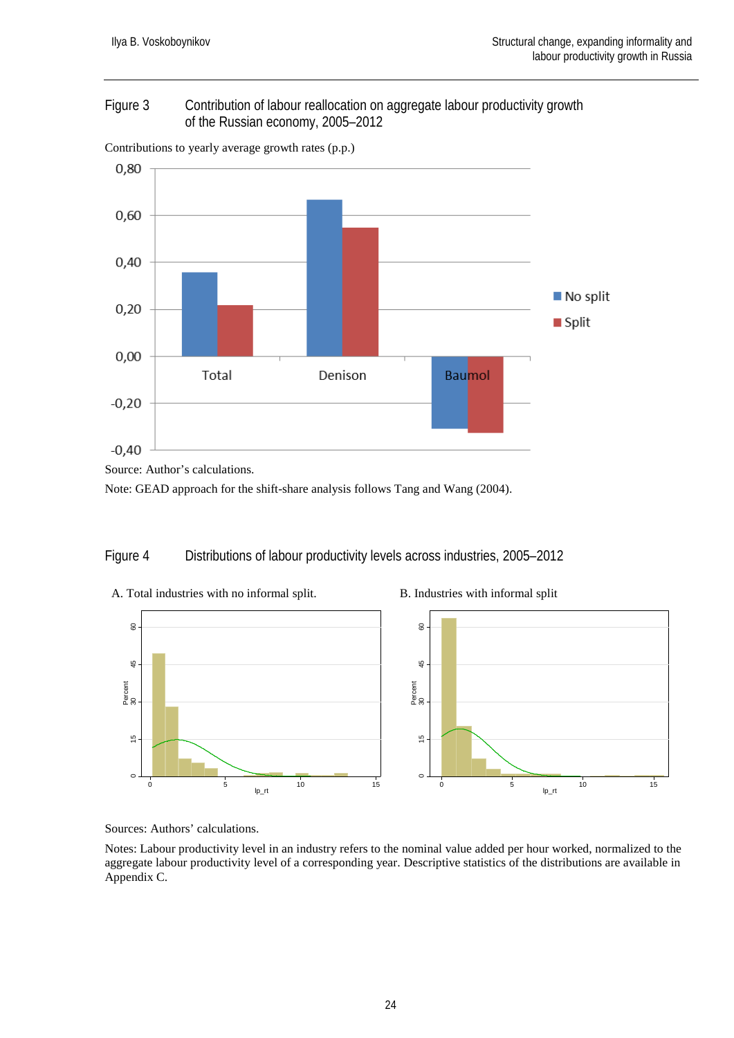Figure 3 Contribution of labour reallocation on aggregate labour productivity growth of the Russian economy, 2005–2012

Contributions to yearly average growth rates (p.p.)

Source: Author's calculations.

Note: GEAD approach for the shift-share analysis follows Tang and Wang (2004).

Figure 4 Distributions of labour productivity levels across industries, 2005–2012

A. Total industries with no informal split.

B. Industries with informal split

Sources: Authors' calculations.

Notes: Labour productivity level in an industry refers to the nominal value added per hour worked, normalized to the aggregate labour productivity level of a corresponding year. Descriptive statistics of the distributions are available in Appendix C.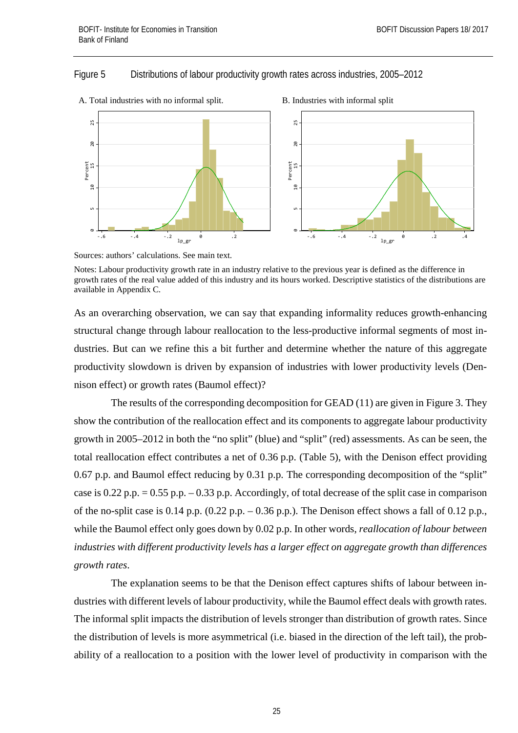Figure 5 Distributions of labour productivity growth rates across industries, 2005–2012

A. Total industries with no informal split.

B. Industries with informal split

Sources: authors' calculations. See main text.

Notes: Labour productivity growth rate in an industry relative to the previous year is defined as the difference in growth rates of the real value added of this industry and its hours worked. Descriptive statistics of the distributions are available in Appendix C.

As an overarching observation, we can say that expanding informality reduces growth-enhancing structural change through labour reallocation to the less-productive informal segments of most industries. But can we refine this a bit further and determine whether the nature of this aggregate productivity slowdown is driven by expansion of industries with lower productivity levels (Denison effect) or growth rates (Baumol effect)?

The results of the corresponding decomposition for GEAD (11) are given in Figure 3. They show the contribution of the reallocation effect and its components to aggregate labour productivity growth in 2005–2012 in both the "no split" (blue) and "split" (red) assessments. As can be seen, the total reallocation effect contributes a net of 0.36 p.p. (Table 5), with the Denison effect providing 0.67 p.p. and Baumol effect reducing by 0.31 p.p. The corresponding decomposition of the "split" case is 0.22 p.p. = 0.55 p.p. – 0.33 p.p. Accordingly, of total decrease of the split case in comparison of the no-split case is 0.14 p.p. (0.22 p.p. – 0.36 p.p.). The Denison effect shows a fall of 0.12 p.p., while the Baumol effect only goes down by 0.02 p.p. In other words, *reallocation of labour between industries with different productivity levels has a larger effect on aggregate growth than differences growth rates*.

The explanation seems to be that the Denison effect captures shifts of labour between industries with different levels of labour productivity, while the Baumol effect deals with growth rates. The informal split impacts the distribution of levels stronger than distribution of growth rates. Since the distribution of levels is more asymmetrical (i.e. biased in the direction of the left tail), the probability of a reallocation to a position with the lower level of productivity in comparison with the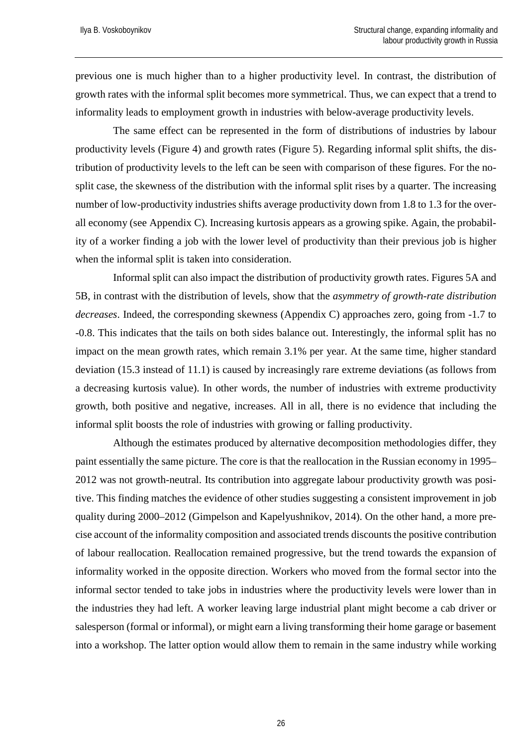previous one is much higher than to a higher productivity level. In contrast, the distribution of growth rates with the informal split becomes more symmetrical. Thus, we can expect that a trend to informality leads to employment growth in industries with below-average productivity levels.

The same effect can be represented in the form of distributions of industries by labour productivity levels (Figure 4) and growth rates (Figure 5). Regarding informal split shifts, the distribution of productivity levels to the left can be seen with comparison of these figures. For the no-split case, the skewness of the distribution with the informal split rises by a quarter. The increasing number of low-productivity industries shifts average productivity down from 1.8 to 1.3 for the overall economy (see Appendix C). Increasing kurtosis appears as a growing spike. Again, the probability of a worker finding a job with the lower level of productivity than their previous job is higher when the informal split is taken into consideration.

Informal split can also impact the distribution of productivity growth rates. Figures 5A and 5B, in contrast with the distribution of levels, show that the *asymmetry of growth-rate distribution decreases*. Indeed, the corresponding skewness (Appendix C) approaches zero, going from -1.7 to -0.8. This indicates that the tails on both sides balance out. Interestingly, the informal split has no impact on the mean growth rates, which remain 3.1% per year. At the same time, higher standard deviation (15.3 instead of 11.1) is caused by increasingly rare extreme deviations (as follows from a decreasing kurtosis value). In other words, the number of industries with extreme productivity growth, both positive and negative, increases. All in all, there is no evidence that including the informal split boosts the role of industries with growing or falling productivity.

Although the estimates produced by alternative decomposition methodologies differ, they paint essentially the same picture. The core is that the reallocation in the Russian economy in 1995–2012 was not growth-neutral. Its contribution into aggregate labour productivity growth was positive. This finding matches the evidence of other studies suggesting a consistent improvement in job quality during 2000–2012 (Gimpelson and Kapelyushnikov, 2014). On the other hand, a more precise account of the informality composition and associated trends discounts the positive contribution of labour reallocation. Reallocation remained progressive, but the trend towards the expansion of informality worked in the opposite direction. Workers who moved from the formal sector into the informal sector tended to take jobs in industries where the productivity levels were lower than in the industries they had left. A worker leaving large industrial plant might become a cab driver or salesperson (formal or informal), or might earn a living transforming their home garage or basement into a workshop. The latter option would allow them to remain in the same industry while working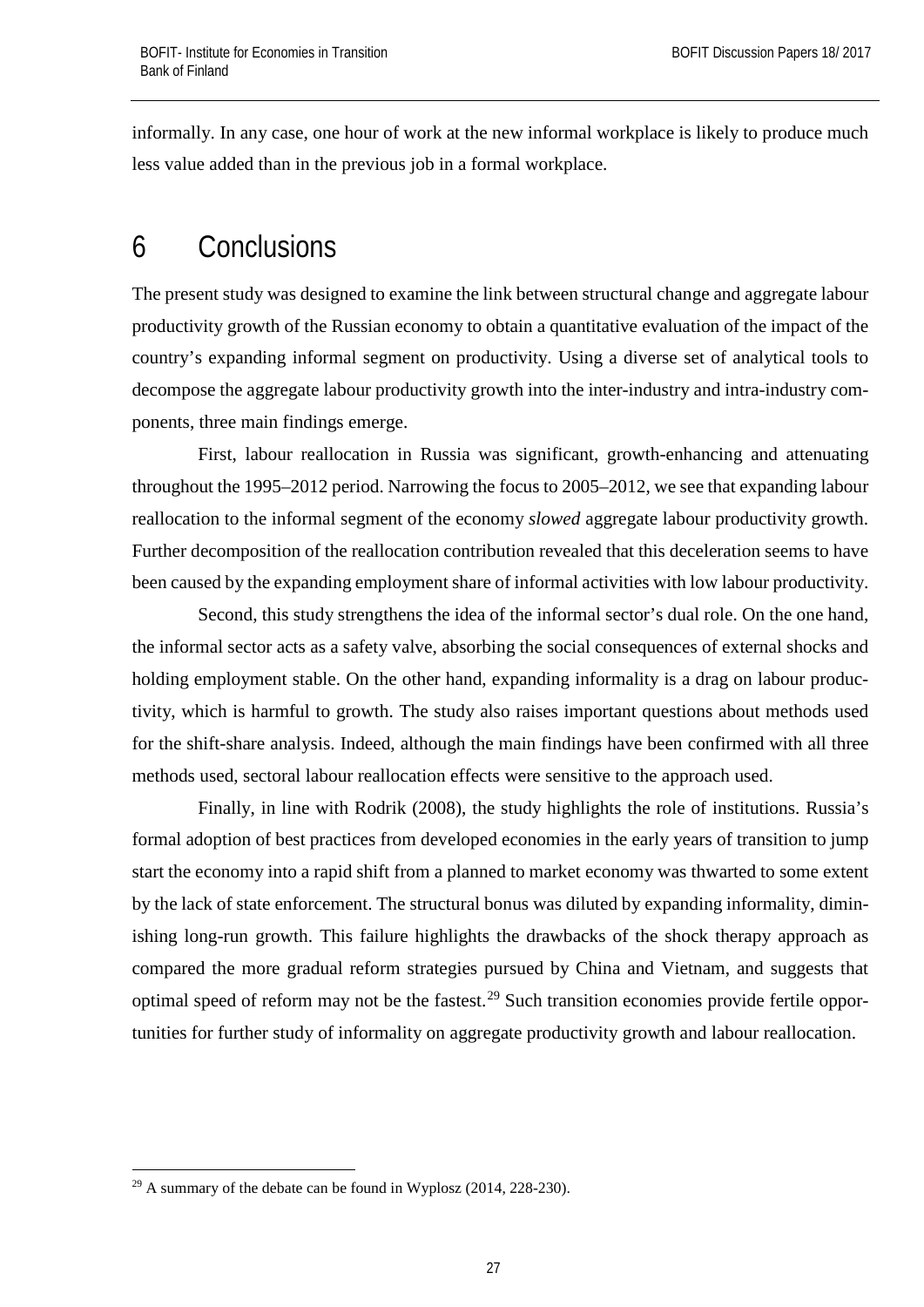informally. In any case, one hour of work at the new informal workplace is likely to produce much less value added than in the previous job in a formal workplace.

# 6 Conclusions

The present study was designed to examine the link between structural change and aggregate labour productivity growth of the Russian economy to obtain a quantitative evaluation of the impact of the country's expanding informal segment on productivity. Using a diverse set of analytical tools to decompose the aggregate labour productivity growth into the inter-industry and intra-industry components, three main findings emerge.

First, labour reallocation in Russia was significant, growth-enhancing and attenuating throughout the 1995–2012 period. Narrowing the focus to 2005–2012, we see that expanding labour reallocation to the informal segment of the economy *slowed* aggregate labour productivity growth. Further decomposition of the reallocation contribution revealed that this deceleration seems to have been caused by the expanding employment share of informal activities with low labour productivity.

Second, this study strengthens the idea of the informal sector's dual role. On the one hand, the informal sector acts as a safety valve, absorbing the social consequences of external shocks and holding employment stable. On the other hand, expanding informality is a drag on labour productivity, which is harmful to growth. The study also raises important questions about methods used for the shift-share analysis. Indeed, although the main findings have been confirmed with all three methods used, sectoral labour reallocation effects were sensitive to the approach used.

Finally, in line with Rodrik (2008), the study highlights the role of institutions. Russia's formal adoption of best practices from developed economies in the early years of transition to jump start the economy into a rapid shift from a planned to market economy was thwarted to some extent by the lack of state enforcement. The structural bonus was diluted by expanding informality, diminishing long-run growth. This failure highlights the drawbacks of the shock therapy approach as compared the more gradual reform strategies pursued by China and Vietnam, and suggests that optimal speed of reform may not be the fastest.[29] Such transition economies provide fertile opportunities for further study of informality on aggregate productivity growth and labour reallocation.

---

[29] A summary of the debate can be found in Wyplosz (2014, 228-230).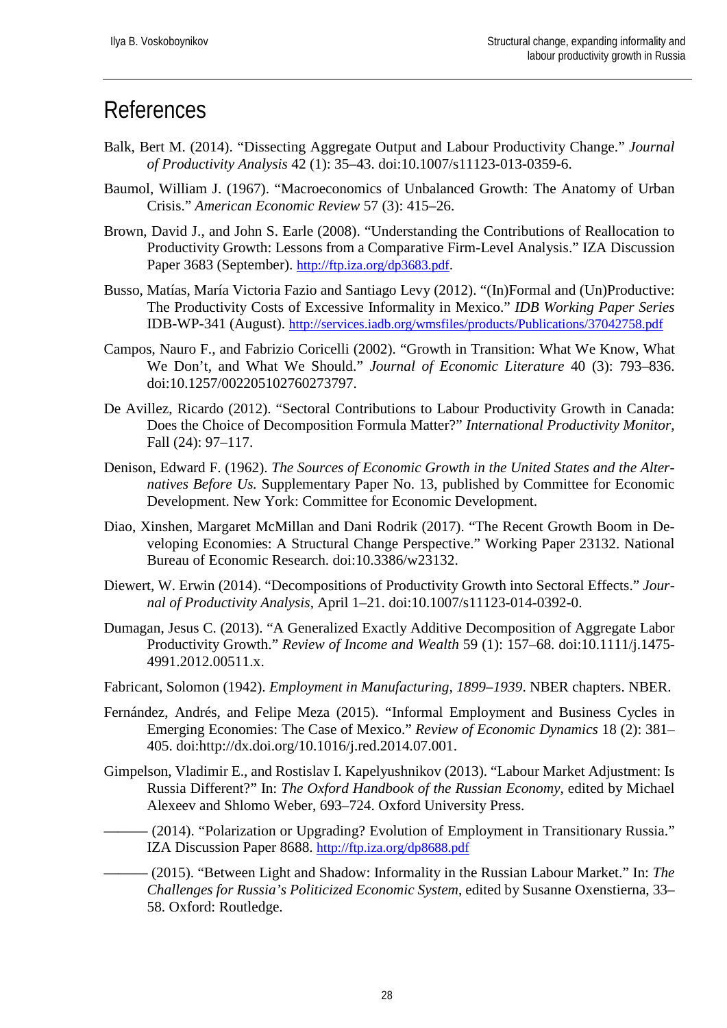# References

Balk, Bert M. (2014). "Dissecting Aggregate Output and Labour Productivity Change." *Journal of Productivity Analysis* 42 (1): 35–43. doi:10.1007/s11123-013-0359-6.

Baumol, William J. (1967). "Macroeconomics of Unbalanced Growth: The Anatomy of Urban Crisis." *American Economic Review* 57 (3): 415–26.

Brown, David J., and John S. Earle (2008). "Understanding the Contributions of Reallocation to Productivity Growth: Lessons from a Comparative Firm-Level Analysis." IZA Discussion Paper 3683 (September). http://ftp.iza.org/dp3683.pdf.

Busso, Matías, María Victoria Fazio and Santiago Levy (2012). "(In)Formal and (Un)Productive: The Productivity Costs of Excessive Informality in Mexico." *IDB Working Paper Series* IDB-WP-341 (August). http://services.iadb.org/wmsfiles/products/Publications/37042758.pdf

Campos, Nauro F., and Fabrizio Coricelli (2002). "Growth in Transition: What We Know, What We Don't, and What We Should." *Journal of Economic Literature* 40 (3): 793–836. doi:10.1257/002205102760273797.

De Avillez, Ricardo (2012). "Sectoral Contributions to Labour Productivity Growth in Canada: Does the Choice of Decomposition Formula Matter?" *International Productivity Monitor*, Fall (24): 97–117.

Denison, Edward F. (1962). *The Sources of Economic Growth in the United States and the Alternatives Before Us.* Supplementary Paper No. 13, published by Committee for Economic Development. New York: Committee for Economic Development.

Diao, Xinshen, Margaret McMillan and Dani Rodrik (2017). "The Recent Growth Boom in Developing Economies: A Structural Change Perspective." Working Paper 23132. National Bureau of Economic Research. doi:10.3386/w23132.

Diewert, W. Erwin (2014). "Decompositions of Productivity Growth into Sectoral Effects." *Journal of Productivity Analysis*, April 1–21. doi:10.1007/s11123-014-0392-0.

Dumagan, Jesus C. (2013). "A Generalized Exactly Additive Decomposition of Aggregate Labor Productivity Growth." *Review of Income and Wealth* 59 (1): 157–68. doi:10.1111/j.1475-4991.2012.00511.x.

Fabricant, Solomon (1942). *Employment in Manufacturing, 1899–1939*. NBER chapters. NBER.

Fernández, Andrés, and Felipe Meza (2015). "Informal Employment and Business Cycles in Emerging Economies: The Case of Mexico." *Review of Economic Dynamics* 18 (2): 381–405. doi:http://dx.doi.org/10.1016/j.red.2014.07.001.

Gimpelson, Vladimir E., and Rostislav I. Kapelyushnikov (2013). "Labour Market Adjustment: Is Russia Different?" In: *The Oxford Handbook of the Russian Economy*, edited by Michael Alexeev and Shlomo Weber, 693–724. Oxford University Press.

——— (2014). "Polarization or Upgrading? Evolution of Employment in Transitionary Russia." IZA Discussion Paper 8688. http://ftp.iza.org/dp8688.pdf

——— (2015). "Between Light and Shadow: Informality in the Russian Labour Market." In: *The Challenges for Russia's Politicized Economic System*, edited by Susanne Oxenstierna, 33–58. Oxford: Routledge.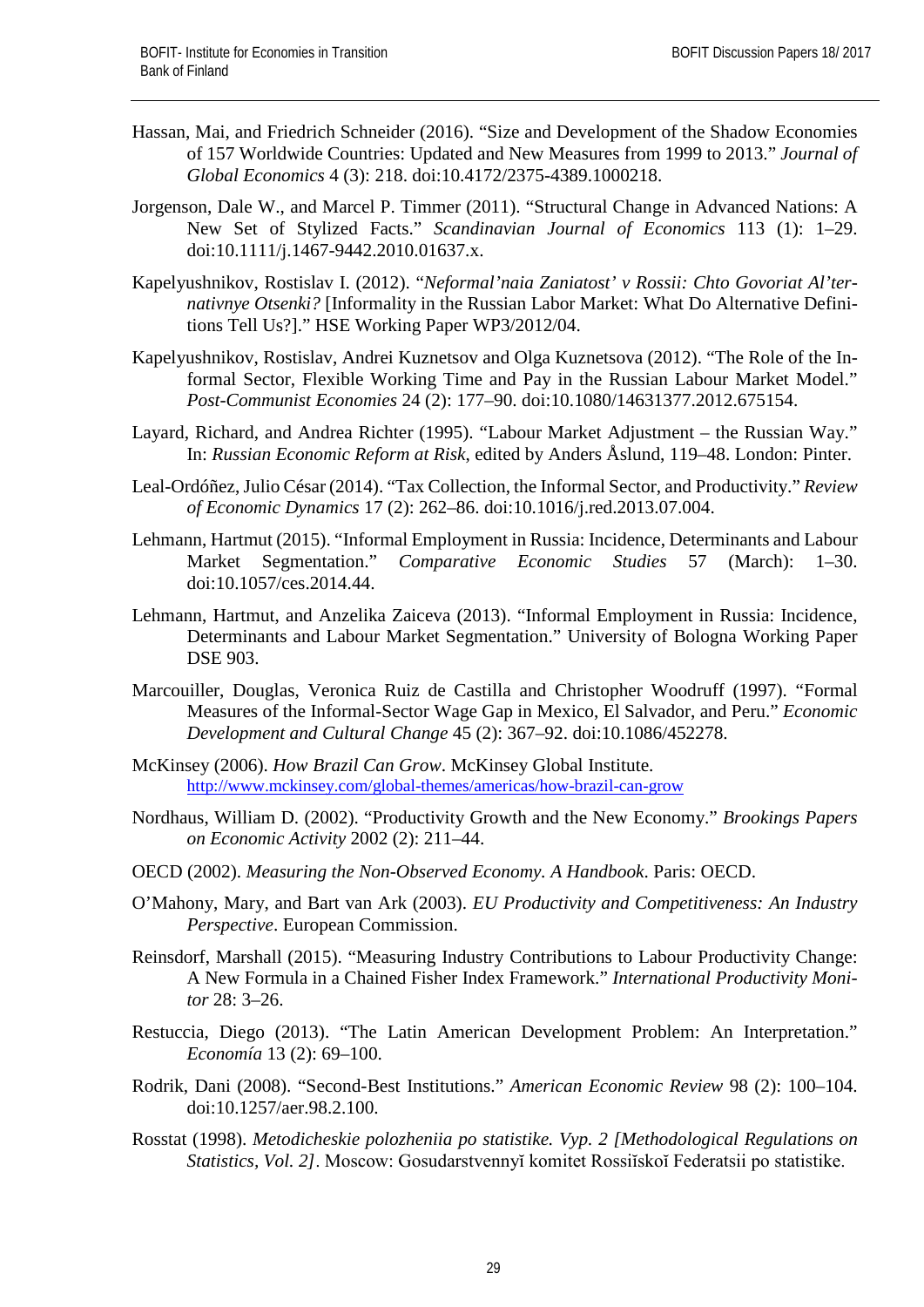Hassan, Mai, and Friedrich Schneider (2016). “Size and Development of the Shadow Economies of 157 Worldwide Countries: Updated and New Measures from 1999 to 2013.” *Journal of Global Economics* 4 (3): 218. doi:10.4172/2375-4389.1000218.

Jorgenson, Dale W., and Marcel P. Timmer (2011). “Structural Change in Advanced Nations: A New Set of Stylized Facts.” *Scandinavian Journal of Economics* 113 (1): 1–29. doi:10.1111/j.1467-9442.2010.01637.x.

Kapelyushnikov, Rostislav I. (2012). “*Neformal’naia Zaniatost’ v Rossii: Chto Govoriat Al’ternativnye Otsenki?* [Informality in the Russian Labor Market: What Do Alternative Definitions Tell Us?].” HSE Working Paper WP3/2012/04.

Kapelyushnikov, Rostislav, Andrei Kuznetsov and Olga Kuznetsova (2012). “The Role of the Informal Sector, Flexible Working Time and Pay in the Russian Labour Market Model.” *Post-Communist Economies* 24 (2): 177–90. doi:10.1080/14631377.2012.675154.

Layard, Richard, and Andrea Richter (1995). “Labour Market Adjustment – the Russian Way.” In: *Russian Economic Reform at Risk*, edited by Anders Åslund, 119–48. London: Pinter.

Leal-Ordóñez, Julio César (2014). “Tax Collection, the Informal Sector, and Productivity.” *Review of Economic Dynamics* 17 (2): 262–86. doi:10.1016/j.red.2013.07.004.

Lehmann, Hartmut (2015). “Informal Employment in Russia: Incidence, Determinants and Labour Market Segmentation.” *Comparative Economic Studies* 57 (March): 1–30. doi:10.1057/ces.2014.44.

Lehmann, Hartmut, and Anzelika Zaiceva (2013). “Informal Employment in Russia: Incidence, Determinants and Labour Market Segmentation.” University of Bologna Working Paper DSE 903.

Marcouiller, Douglas, Veronica Ruiz de Castilla and Christopher Woodruff (1997). “Formal Measures of the Informal-Sector Wage Gap in Mexico, El Salvador, and Peru.” *Economic Development and Cultural Change* 45 (2): 367–92. doi:10.1086/452278.

McKinsey (2006). *How Brazil Can Grow*. McKinsey Global Institute. http://www.mckinsey.com/global-themes/americas/how-brazil-can-grow

Nordhaus, William D. (2002). “Productivity Growth and the New Economy.” *Brookings Papers on Economic Activity* 2002 (2): 211–44.

OECD (2002). *Measuring the Non-Observed Economy. A Handbook*. Paris: OECD.

O’Mahony, Mary, and Bart van Ark (2003). *EU Productivity and Competitiveness: An Industry Perspective*. European Commission.

Reinsdorf, Marshall (2015). “Measuring Industry Contributions to Labour Productivity Change: A New Formula in a Chained Fisher Index Framework.” *International Productivity Monitor* 28: 3–26.

Restuccia, Diego (2013). “The Latin American Development Problem: An Interpretation.” *Economía* 13 (2): 69–100.

Rodrik, Dani (2008). “Second-Best Institutions.” *American Economic Review* 98 (2): 100–104. doi:10.1257/aer.98.2.100.

Rosstat (1998). *Metodicheskie polozheniia po statistike. Vyp. 2 [Methodological Regulations on Statistics, Vol. 2]*. Moscow: Gosudarstvennyĭ komitet Rossiĭskoĭ Federatsii po statistike.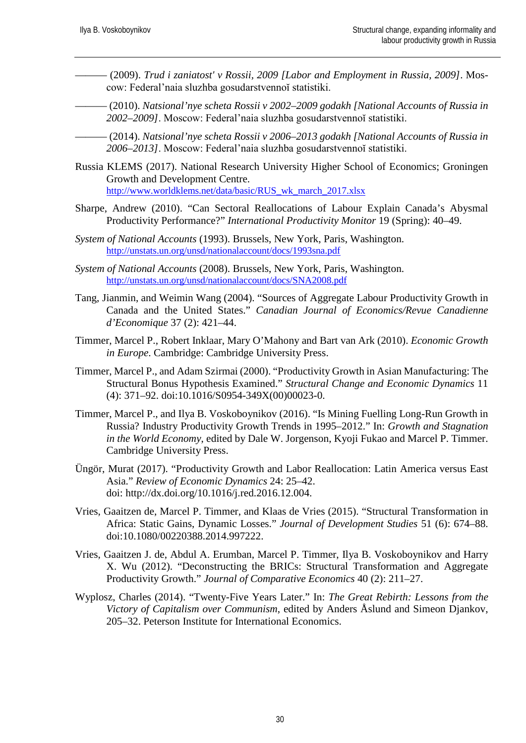——— (2009). *Trud i zaniatost' v Rossii, 2009 [Labor and Employment in Russia, 2009]*. Moscow: Federal'naia sluzhba gosudarstvennoĭ statistiki.

——— (2010). *Natsional'nye scheta Rossii v 2002–2009 godakh [National Accounts of Russia in 2002–2009]*. Moscow: Federal'naia sluzhba gosudarstvennoĭ statistiki.

——— (2014). *Natsional'nye scheta Rossii v 2006–2013 godakh [National Accounts of Russia in 2006–2013]*. Moscow: Federal'naia sluzhba gosudarstvennoĭ statistiki.

Russia KLEMS (2017). National Research University Higher School of Economics; Groningen Growth and Development Centre. http://www.worldklems.net/data/basic/RUS_wk_march_2017.xlsx

Sharpe, Andrew (2010). "Can Sectoral Reallocations of Labour Explain Canada's Abysmal Productivity Performance?" *International Productivity Monitor* 19 (Spring): 40–49.

*System of National Accounts* (1993). Brussels, New York, Paris, Washington. http://unstats.un.org/unsd/nationalaccount/docs/1993sna.pdf

*System of National Accounts* (2008). Brussels, New York, Paris, Washington. http://unstats.un.org/unsd/nationalaccount/docs/SNA2008.pdf

Tang, Jianmin, and Weimin Wang (2004). "Sources of Aggregate Labour Productivity Growth in Canada and the United States." *Canadian Journal of Economics/Revue Canadienne d'Economique* 37 (2): 421–44.

Timmer, Marcel P., Robert Inklaar, Mary O'Mahony and Bart van Ark (2010). *Economic Growth in Europe*. Cambridge: Cambridge University Press.

Timmer, Marcel P., and Adam Szirmai (2000). "Productivity Growth in Asian Manufacturing: The Structural Bonus Hypothesis Examined." *Structural Change and Economic Dynamics* 11 (4): 371–92. doi:10.1016/S0954-349X(00)00023-0.

Timmer, Marcel P., and Ilya B. Voskoboynikov (2016). "Is Mining Fuelling Long-Run Growth in Russia? Industry Productivity Growth Trends in 1995–2012." In: *Growth and Stagnation in the World Economy*, edited by Dale W. Jorgenson, Kyoji Fukao and Marcel P. Timmer. Cambridge University Press.

Üngör, Murat (2017). "Productivity Growth and Labor Reallocation: Latin America versus East Asia." *Review of Economic Dynamics* 24: 25–42. doi: http://dx.doi.org/10.1016/j.red.2016.12.004.

Vries, Gaaitzen de, Marcel P. Timmer, and Klaas de Vries (2015). "Structural Transformation in Africa: Static Gains, Dynamic Losses." *Journal of Development Studies* 51 (6): 674–88. doi:10.1080/00220388.2014.997222.

Vries, Gaaitzen J. de, Abdul A. Erumban, Marcel P. Timmer, Ilya B. Voskoboynikov and Harry X. Wu (2012). "Deconstructing the BRICs: Structural Transformation and Aggregate Productivity Growth." *Journal of Comparative Economics* 40 (2): 211–27.

Wyplosz, Charles (2014). "Twenty-Five Years Later." In: *The Great Rebirth: Lessons from the Victory of Capitalism over Communism*, edited by Anders Åslund and Simeon Djankov, 205–32. Peterson Institute for International Economics.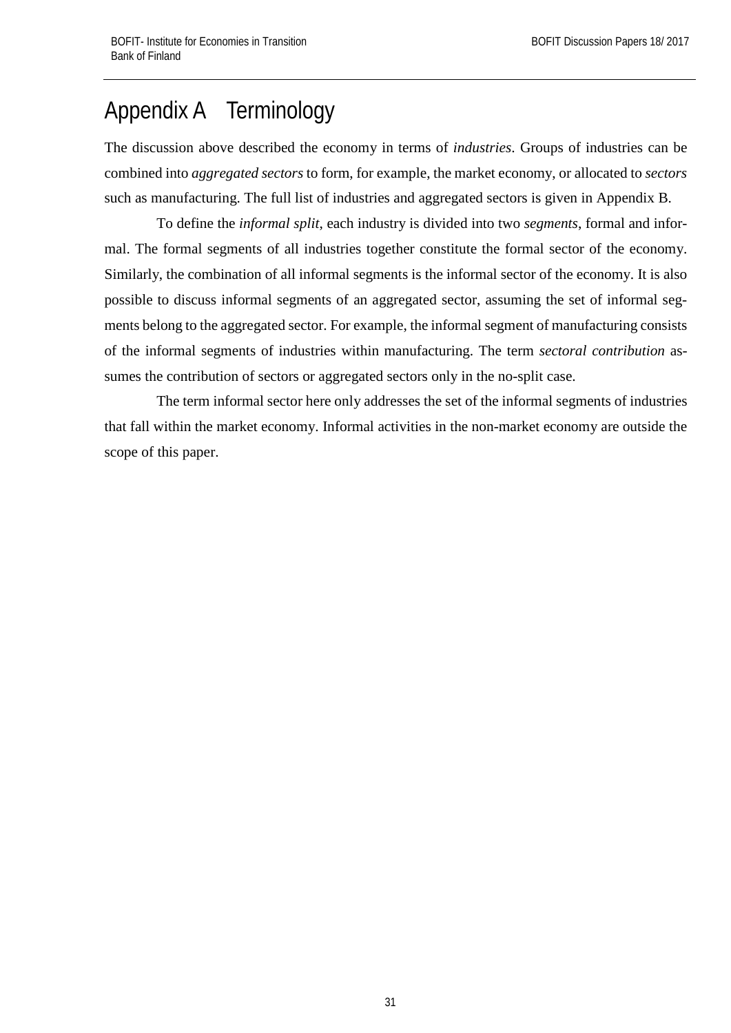# Appendix A Terminology

The discussion above described the economy in terms of *industries*. Groups of industries can be combined into *aggregated sectors* to form, for example, the market economy, or allocated to *sectors* such as manufacturing. The full list of industries and aggregated sectors is given in Appendix B.

To define the *informal split*, each industry is divided into two *segments*, formal and informal. The formal segments of all industries together constitute the formal sector of the economy. Similarly, the combination of all informal segments is the informal sector of the economy. It is also possible to discuss informal segments of an aggregated sector, assuming the set of informal segments belong to the aggregated sector. For example, the informal segment of manufacturing consists of the informal segments of industries within manufacturing. The term *sectoral contribution* assumes the contribution of sectors or aggregated sectors only in the no-split case.

The term informal sector here only addresses the set of the informal segments of industries that fall within the market economy. Informal activities in the non-market economy are outside the scope of this paper.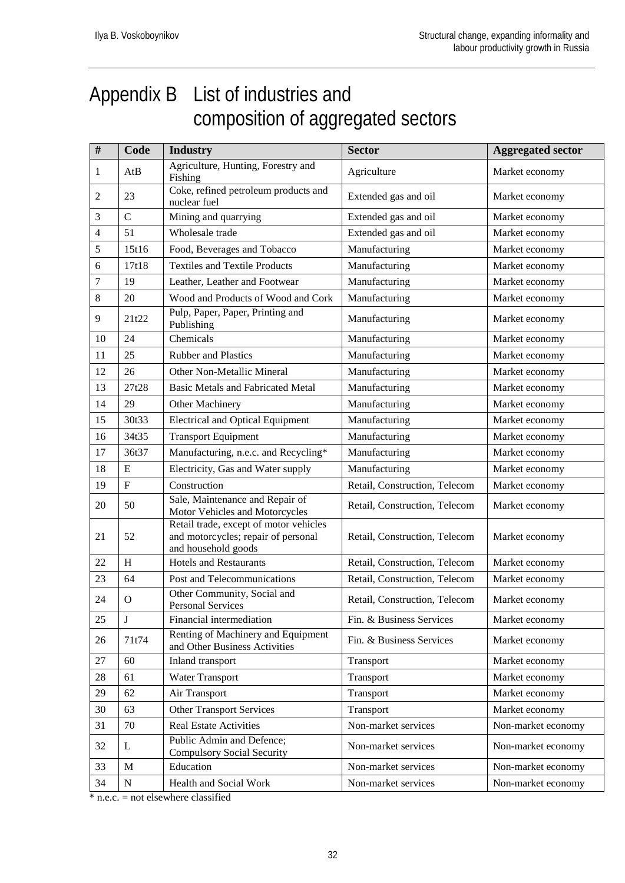# Appendix B List of industries and composition of aggregated sectors

| # | Code | Industry | Sector | Aggregated sector |
|---|---|---|---|---|
| 1 | AtB | Agriculture, Hunting, Forestry and Fishing | Agriculture | Market economy |
| 2 | 23 | Coke, refined petroleum products and nuclear fuel | Extended gas and oil | Market economy |
| 3 | C | Mining and quarrying | Extended gas and oil | Market economy |
| 4 | 51 | Wholesale trade | Extended gas and oil | Market economy |
| 5 | 15t16 | Food, Beverages and Tobacco | Manufacturing | Market economy |
| 6 | 17t18 | Textiles and Textile Products | Manufacturing | Market economy |
| 7 | 19 | Leather, Leather and Footwear | Manufacturing | Market economy |
| 8 | 20 | Wood and Products of Wood and Cork | Manufacturing | Market economy |
| 9 | 21t22 | Pulp, Paper, Paper, Printing and Publishing | Manufacturing | Market economy |
| 10 | 24 | Chemicals | Manufacturing | Market economy |
| 11 | 25 | Rubber and Plastics | Manufacturing | Market economy |
| 12 | 26 | Other Non-Metallic Mineral | Manufacturing | Market economy |
| 13 | 27t28 | Basic Metals and Fabricated Metal | Manufacturing | Market economy |
| 14 | 29 | Other Machinery | Manufacturing | Market economy |
| 15 | 30t33 | Electrical and Optical Equipment | Manufacturing | Market economy |
| 16 | 34t35 | Transport Equipment | Manufacturing | Market economy |
| 17 | 36t37 | Manufacturing, n.e.c. and Recycling* | Manufacturing | Market economy |
| 18 | E | Electricity, Gas and Water supply | Manufacturing | Market economy |
| 19 | F | Construction | Retail, Construction, Telecom | Market economy |
| 20 | 50 | Sale, Maintenance and Repair of Motor Vehicles and Motorcycles | Retail, Construction, Telecom | Market economy |
| 21 | 52 | Retail trade, except of motor vehicles and motorcycles; repair of personal and household goods | Retail, Construction, Telecom | Market economy |
| 22 | H | Hotels and Restaurants | Retail, Construction, Telecom | Market economy |
| 23 | 64 | Post and Telecommunications | Retail, Construction, Telecom | Market economy |
| 24 | O | Other Community, Social and Personal Services | Retail, Construction, Telecom | Market economy |
| 25 | J | Financial intermediation | Fin. & Business Services | Market economy |
| 26 | 71t74 | Renting of Machinery and Equipment and Other Business Activities | Fin. & Business Services | Market economy |
| 27 | 60 | Inland transport | Transport | Market economy |
| 28 | 61 | Water Transport | Transport | Market economy |
| 29 | 62 | Air Transport | Transport | Market economy |
| 30 | 63 | Other Transport Services | Transport | Market economy |
| 31 | 70 | Real Estate Activities | Non-market services | Non-market economy |
| 32 | L | Public Admin and Defence; Compulsory Social Security | Non-market services | Non-market economy |
| 33 | M | Education | Non-market services | Non-market economy |
| 34 | N | Health and Social Work | Non-market services | Non-market economy |

* n.e.c. = not elsewhere classified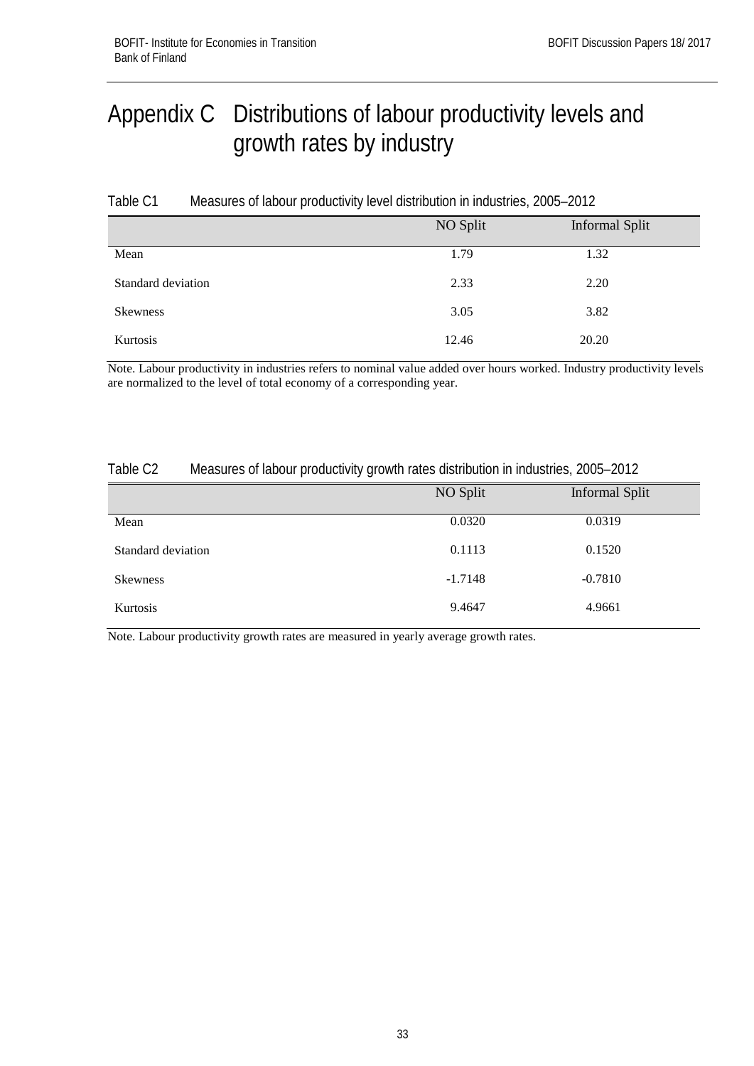# Appendix C Distributions of labour productivity levels and growth rates by industry

Table C1 Measures of labour productivity level distribution in industries, 2005–2012

| | NO Split | Informal Split |
|---|---|---|
| Mean | 1.79 | 1.32 |
| Standard deviation | 2.33 | 2.20 |
| Skewness | 3.05 | 3.82 |
| Kurtosis | 12.46 | 20.20 |

Note. Labour productivity in industries refers to nominal value added over hours worked. Industry productivity levels are normalized to the level of total economy of a corresponding year.

Table C2 Measures of labour productivity growth rates distribution in industries, 2005–2012

| | NO Split | Informal Split |
|---|---|---|
| Mean | 0.0320 | 0.0319 |
| Standard deviation | 0.1113 | 0.1520 |
| Skewness | -1.7148 | -0.7810 |
| Kurtosis | 9.4647 | 4.9661 |

Note. Labour productivity growth rates are measured in yearly average growth rates.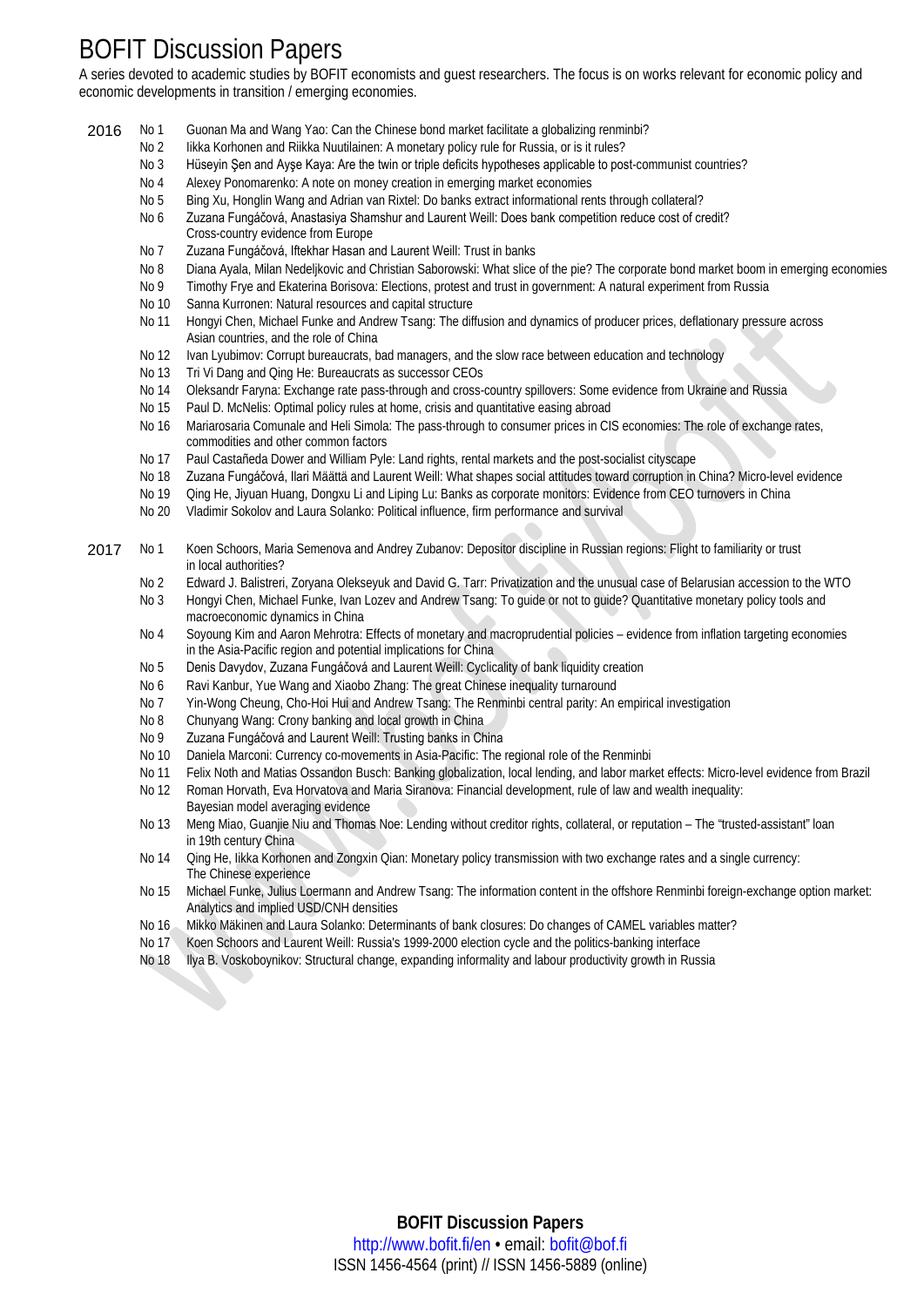# BOFIT Discussion Papers

A series devoted to academic studies by BOFIT economists and guest researchers. The focus is on works relevant for economic policy and economic developments in transition / emerging economies.

**2016**

- No 1 Guonan Ma and Wang Yao: Can the Chinese bond market facilitate a globalizing renminbi?
- No 2 Iikka Korhonen and Riikka Nuutilainen: A monetary policy rule for Russia, or is it rules?
- No 3 Hüseyin Şen and Ayşe Kaya: Are the twin or triple deficits hypotheses applicable to post-communist countries?
- No 4 Alexey Ponomarenko: A note on money creation in emerging market economies
- No 5 Bing Xu, Honglin Wang and Adrian van Rixtel: Do banks extract informational rents through collateral?
- No 6 Zuzana Fungáčová, Anastasiya Shamshur and Laurent Weill: Does bank competition reduce cost of credit? Cross-country evidence from Europe
- No 7 Zuzana Fungáčová, Iftekhar Hasan and Laurent Weill: Trust in banks
- No 8 Diana Ayala, Milan Nedeljkovic and Christian Saborowski: What slice of the pie? The corporate bond market boom in emerging economies
- No 9 Timothy Frye and Ekaterina Borisova: Elections, protest and trust in government: A natural experiment from Russia
- No 10 Sanna Kurronen: Natural resources and capital structure
- No 11 Hongyi Chen, Michael Funke and Andrew Tsang: The diffusion and dynamics of producer prices, deflationary pressure across Asian countries, and the role of China
- No 12 Ivan Lyubimov: Corrupt bureaucrats, bad managers, and the slow race between education and technology
- No 13 Tri Vi Dang and Qing He: Bureaucrats as successor CEOs
- No 14 Oleksandr Faryna: Exchange rate pass-through and cross-country spillovers: Some evidence from Ukraine and Russia
- No 15 Paul D. McNelis: Optimal policy rules at home, crisis and quantitative easing abroad
- No 16 Mariarosaria Comunale and Heli Simola: The pass-through to consumer prices in CIS economies: The role of exchange rates, commodities and other common factors
- No 17 Paul Castañeda Dower and William Pyle: Land rights, rental markets and the post-socialist cityscape
- No 18 Zuzana Fungáčová, Ilari Määttä and Laurent Weill: What shapes social attitudes toward corruption in China? Micro-level evidence
- No 19 Qing He, Jiyuan Huang, Dongxu Li and Liping Lu: Banks as corporate monitors: Evidence from CEO turnovers in China
- No 20 Vladimir Sokolov and Laura Solanko: Political influence, firm performance and survival

**2017**

- No 1 Koen Schoors, Maria Semenova and Andrey Zubanov: Depositor discipline in Russian regions: Flight to familiarity or trust in local authorities?
- No 2 Edward J. Balistreri, Zoryana Olekseyuk and David G. Tarr: Privatization and the unusual case of Belarusian accession to the WTO
- No 3 Hongyi Chen, Michael Funke, Ivan Lozev and Andrew Tsang: To guide or not to guide? Quantitative monetary policy tools and macroeconomic dynamics in China
- No 4 Soyoung Kim and Aaron Mehrotra: Effects of monetary and macroprudential policies – evidence from inflation targeting economies in the Asia-Pacific region and potential implications for China
- No 5 Denis Davydov, Zuzana Fungáčová and Laurent Weill: Cyclicality of bank liquidity creation
- No 6 Ravi Kanbur, Yue Wang and Xiaobo Zhang: The great Chinese inequality turnaround
- No 7 Yin-Wong Cheung, Cho-Hoi Hui and Andrew Tsang: The Renminbi central parity: An empirical investigation
- No 8 Chunyang Wang: Crony banking and local growth in China
- No 9 Zuzana Fungáčová and Laurent Weill: Trusting banks in China
- No 10 Daniela Marconi: Currency co-movements in Asia-Pacific: The regional role of the Renminbi
- No 11 Felix Noth and Matias Ossandon Busch: Banking globalization, local lending, and labor market effects: Micro-level evidence from Brazil
- No 12 Roman Horvath, Eva Horvatova and Maria Siranova: Financial development, rule of law and wealth inequality: Bayesian model averaging evidence
- No 13 Meng Miao, Guanjie Niu and Thomas Noe: Lending without creditor rights, collateral, or reputation – The "trusted-assistant" loan in 19th century China
- No 14 Qing He, Iikka Korhonen and Zongxin Qian: Monetary policy transmission with two exchange rates and a single currency: The Chinese experience
- No 15 Michael Funke, Julius Loermann and Andrew Tsang: The information content in the offshore Renminbi foreign-exchange option market: Analytics and implied USD/CNH densities
- No 16 Mikko Mäkinen and Laura Solanko: Determinants of bank closures: Do changes of CAMEL variables matter?
- No 17 Koen Schoors and Laurent Weill: Russia's 1999-2000 election cycle and the politics-banking interface
- No 18 Ilya B. Voskoboynikov: Structural change, expanding informality and labour productivity growth in Russia

**BOFIT Discussion Papers**

http://www.bofit.fi/en • email: bofit@bof.fi

ISSN 1456-4564 (print) // ISSN 1456-5889 (online)